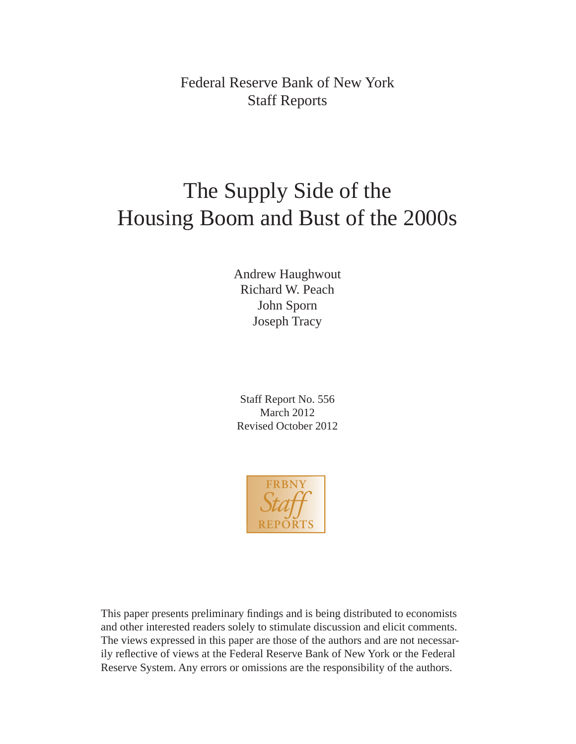Federal Reserve Bank of New York
Staff Reports

# The Supply Side of the Housing Boom and Bust of the 2000s

Andrew Haughwout
Richard W. Peach
John Sporn
Joseph Tracy

Staff Report No. 556
March 2012
Revised October 2012

FRBNY *Staff* REPORTS

This paper presents preliminary findings and is being distributed to economists and other interested readers solely to stimulate discussion and elicit comments. The views expressed in this paper are those of the authors and are not necessarily reflective of views at the Federal Reserve Bank of New York or the Federal Reserve System. Any errors or omissions are the responsibility of the authors.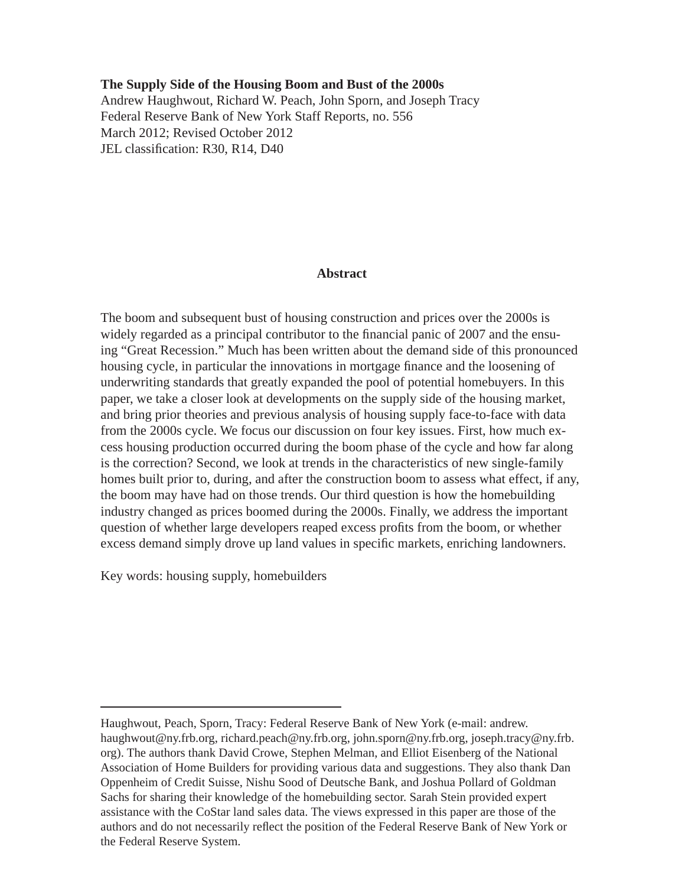**The Supply Side of the Housing Boom and Bust of the 2000s**
Andrew Haughwout, Richard W. Peach, John Sporn, and Joseph Tracy
Federal Reserve Bank of New York Staff Reports, no. 556
March 2012; Revised October 2012
JEL classification: R30, R14, D40

## Abstract

The boom and subsequent bust of housing construction and prices over the 2000s is widely regarded as a principal contributor to the financial panic of 2007 and the ensuing "Great Recession." Much has been written about the demand side of this pronounced housing cycle, in particular the innovations in mortgage finance and the loosening of underwriting standards that greatly expanded the pool of potential homebuyers. In this paper, we take a closer look at developments on the supply side of the housing market, and bring prior theories and previous analysis of housing supply face-to-face with data from the 2000s cycle. We focus our discussion on four key issues. First, how much excess housing production occurred during the boom phase of the cycle and how far along is the correction? Second, we look at trends in the characteristics of new single-family homes built prior to, during, and after the construction boom to assess what effect, if any, the boom may have had on those trends. Our third question is how the homebuilding industry changed as prices boomed during the 2000s. Finally, we address the important question of whether large developers reaped excess profits from the boom, or whether excess demand simply drove up land values in specific markets, enriching landowners.

Key words: housing supply, homebuilders

---

Haughwout, Peach, Sporn, Tracy: Federal Reserve Bank of New York (e-mail: andrew.haughwout@ny.frb.org, richard.peach@ny.frb.org, john.sporn@ny.frb.org, joseph.tracy@ny.frb.org). The authors thank David Crowe, Stephen Melman, and Elliot Eisenberg of the National Association of Home Builders for providing various data and suggestions. They also thank Dan Oppenheim of Credit Suisse, Nishu Sood of Deutsche Bank, and Joshua Pollard of Goldman Sachs for sharing their knowledge of the homebuilding sector. Sarah Stein provided expert assistance with the CoStar land sales data. The views expressed in this paper are those of the authors and do not necessarily reflect the position of the Federal Reserve Bank of New York or the Federal Reserve System.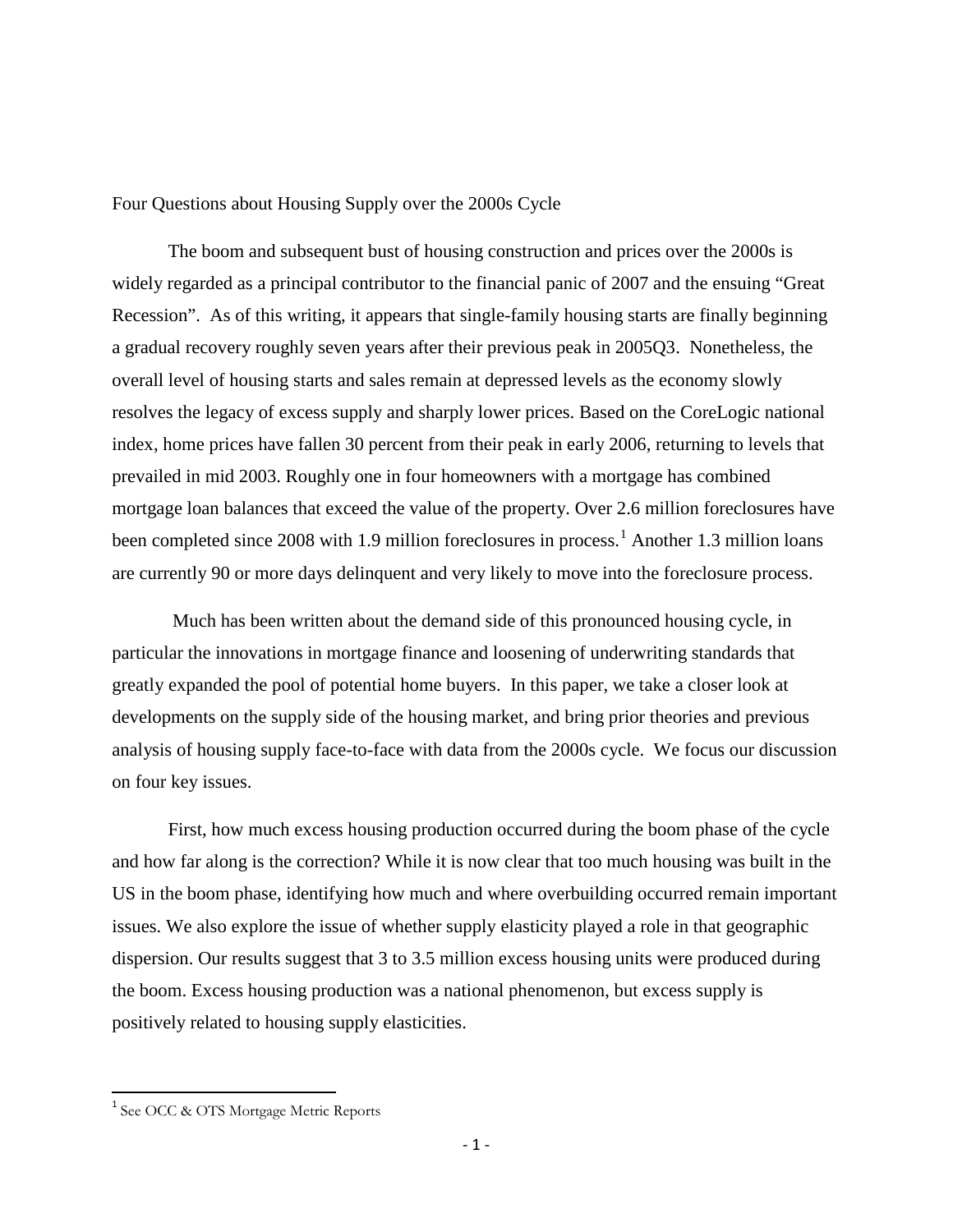# Four Questions about Housing Supply over the 2000s Cycle

The boom and subsequent bust of housing construction and prices over the 2000s is widely regarded as a principal contributor to the financial panic of 2007 and the ensuing "Great Recession". As of this writing, it appears that single-family housing starts are finally beginning a gradual recovery roughly seven years after their previous peak in 2005Q3. Nonetheless, the overall level of housing starts and sales remain at depressed levels as the economy slowly resolves the legacy of excess supply and sharply lower prices. Based on the CoreLogic national index, home prices have fallen 30 percent from their peak in early 2006, returning to levels that prevailed in mid 2003. Roughly one in four homeowners with a mortgage has combined mortgage loan balances that exceed the value of the property. Over 2.6 million foreclosures have been completed since 2008 with 1.9 million foreclosures in process.[1] Another 1.3 million loans are currently 90 or more days delinquent and very likely to move into the foreclosure process.

Much has been written about the demand side of this pronounced housing cycle, in particular the innovations in mortgage finance and loosening of underwriting standards that greatly expanded the pool of potential home buyers. In this paper, we take a closer look at developments on the supply side of the housing market, and bring prior theories and previous analysis of housing supply face-to-face with data from the 2000s cycle. We focus our discussion on four key issues.

First, how much excess housing production occurred during the boom phase of the cycle and how far along is the correction? While it is now clear that too much housing was built in the US in the boom phase, identifying how much and where overbuilding occurred remain important issues. We also explore the issue of whether supply elasticity played a role in that geographic dispersion. Our results suggest that 3 to 3.5 million excess housing units were produced during the boom. Excess housing production was a national phenomenon, but excess supply is positively related to housing supply elasticities.

[1] See OCC & OTS Mortgage Metric Reports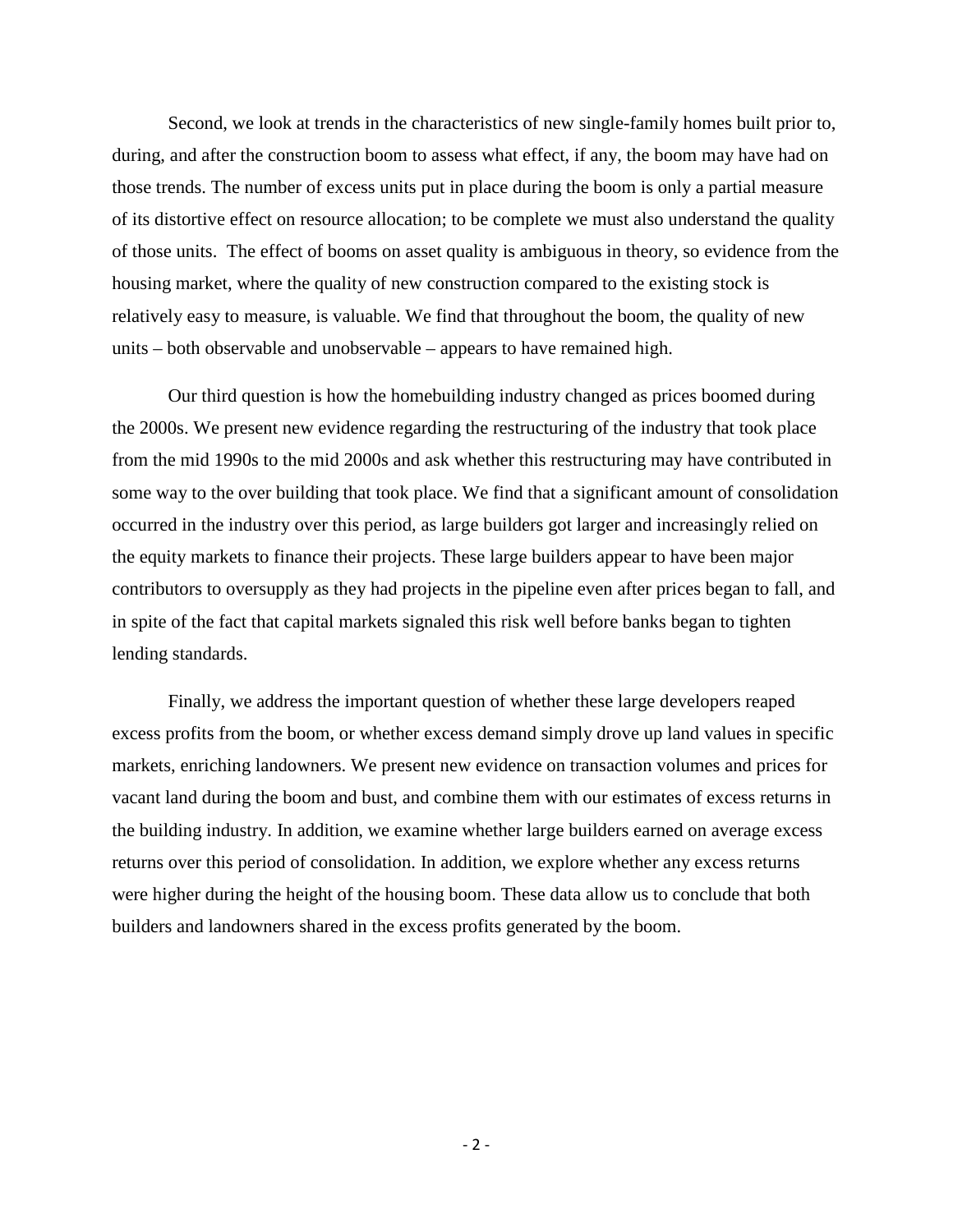Second, we look at trends in the characteristics of new single-family homes built prior to, during, and after the construction boom to assess what effect, if any, the boom may have had on those trends. The number of excess units put in place during the boom is only a partial measure of its distortive effect on resource allocation; to be complete we must also understand the quality of those units. The effect of booms on asset quality is ambiguous in theory, so evidence from the housing market, where the quality of new construction compared to the existing stock is relatively easy to measure, is valuable. We find that throughout the boom, the quality of new units – both observable and unobservable – appears to have remained high.

Our third question is how the homebuilding industry changed as prices boomed during the 2000s. We present new evidence regarding the restructuring of the industry that took place from the mid 1990s to the mid 2000s and ask whether this restructuring may have contributed in some way to the over building that took place. We find that a significant amount of consolidation occurred in the industry over this period, as large builders got larger and increasingly relied on the equity markets to finance their projects. These large builders appear to have been major contributors to oversupply as they had projects in the pipeline even after prices began to fall, and in spite of the fact that capital markets signaled this risk well before banks began to tighten lending standards.

Finally, we address the important question of whether these large developers reaped excess profits from the boom, or whether excess demand simply drove up land values in specific markets, enriching landowners. We present new evidence on transaction volumes and prices for vacant land during the boom and bust, and combine them with our estimates of excess returns in the building industry. In addition, we examine whether large builders earned on average excess returns over this period of consolidation. In addition, we explore whether any excess returns were higher during the height of the housing boom. These data allow us to conclude that both builders and landowners shared in the excess profits generated by the boom.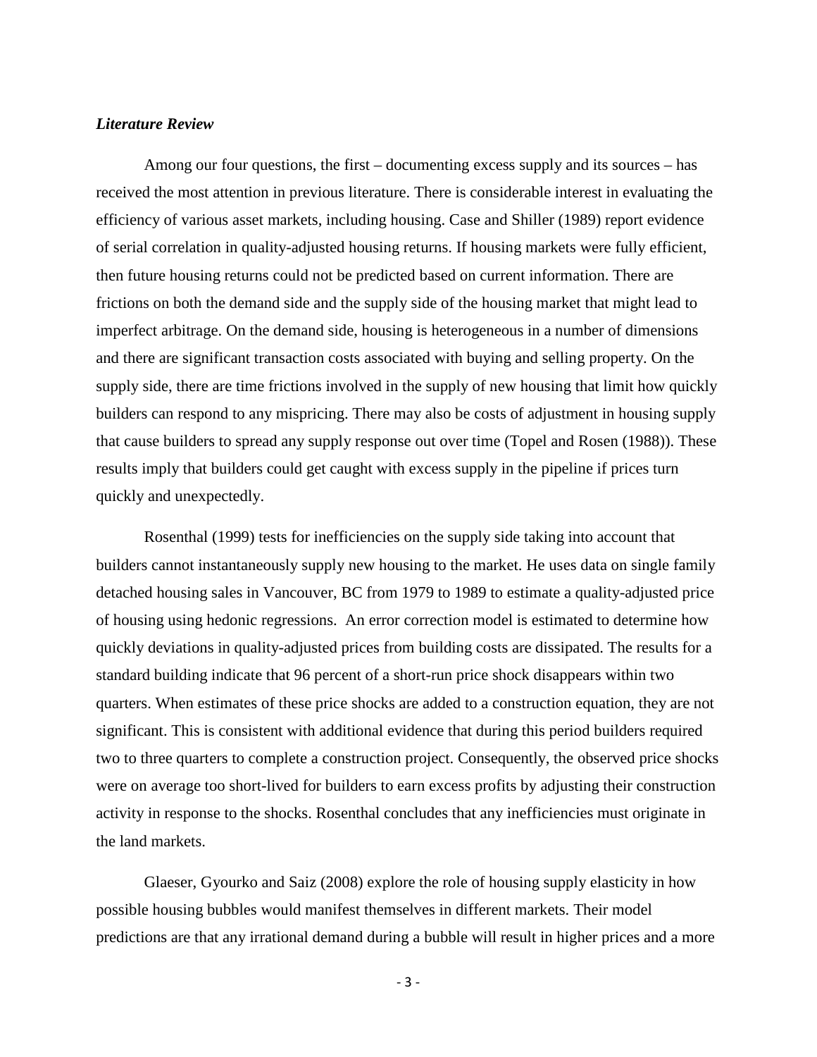### *Literature Review*

Among our four questions, the first – documenting excess supply and its sources – has received the most attention in previous literature. There is considerable interest in evaluating the efficiency of various asset markets, including housing. Case and Shiller (1989) report evidence of serial correlation in quality-adjusted housing returns. If housing markets were fully efficient, then future housing returns could not be predicted based on current information. There are frictions on both the demand side and the supply side of the housing market that might lead to imperfect arbitrage. On the demand side, housing is heterogeneous in a number of dimensions and there are significant transaction costs associated with buying and selling property. On the supply side, there are time frictions involved in the supply of new housing that limit how quickly builders can respond to any mispricing. There may also be costs of adjustment in housing supply that cause builders to spread any supply response out over time (Topel and Rosen (1988)). These results imply that builders could get caught with excess supply in the pipeline if prices turn quickly and unexpectedly.

Rosenthal (1999) tests for inefficiencies on the supply side taking into account that builders cannot instantaneously supply new housing to the market. He uses data on single family detached housing sales in Vancouver, BC from 1979 to 1989 to estimate a quality-adjusted price of housing using hedonic regressions. An error correction model is estimated to determine how quickly deviations in quality-adjusted prices from building costs are dissipated. The results for a standard building indicate that 96 percent of a short-run price shock disappears within two quarters. When estimates of these price shocks are added to a construction equation, they are not significant. This is consistent with additional evidence that during this period builders required two to three quarters to complete a construction project. Consequently, the observed price shocks were on average too short-lived for builders to earn excess profits by adjusting their construction activity in response to the shocks. Rosenthal concludes that any inefficiencies must originate in the land markets.

Glaeser, Gyourko and Saiz (2008) explore the role of housing supply elasticity in how possible housing bubbles would manifest themselves in different markets. Their model predictions are that any irrational demand during a bubble will result in higher prices and a more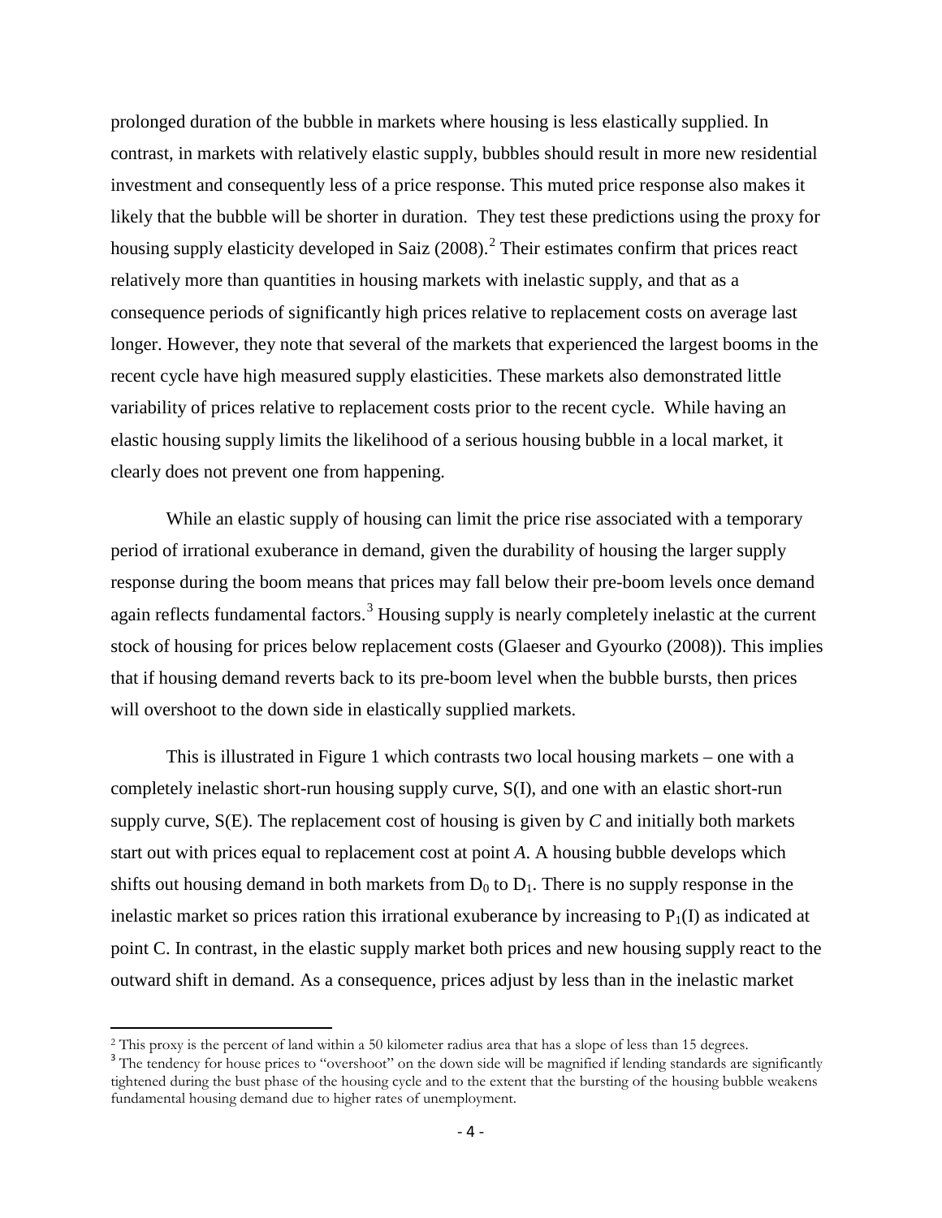prolonged duration of the bubble in markets where housing is less elastically supplied. In contrast, in markets with relatively elastic supply, bubbles should result in more new residential investment and consequently less of a price response. This muted price response also makes it likely that the bubble will be shorter in duration. They test these predictions using the proxy for housing supply elasticity developed in Saiz (2008).[2] Their estimates confirm that prices react relatively more than quantities in housing markets with inelastic supply, and that as a consequence periods of significantly high prices relative to replacement costs on average last longer. However, they note that several of the markets that experienced the largest booms in the recent cycle have high measured supply elasticities. These markets also demonstrated little variability of prices relative to replacement costs prior to the recent cycle. While having an elastic housing supply limits the likelihood of a serious housing bubble in a local market, it clearly does not prevent one from happening.

While an elastic supply of housing can limit the price rise associated with a temporary period of irrational exuberance in demand, given the durability of housing the larger supply response during the boom means that prices may fall below their pre-boom levels once demand again reflects fundamental factors.[3] Housing supply is nearly completely inelastic at the current stock of housing for prices below replacement costs (Glaeser and Gyourko (2008)). This implies that if housing demand reverts back to its pre-boom level when the bubble bursts, then prices will overshoot to the down side in elastically supplied markets.

This is illustrated in Figure 1 which contrasts two local housing markets – one with a completely inelastic short-run housing supply curve, S(I), and one with an elastic short-run supply curve, S(E). The replacement cost of housing is given by *C* and initially both markets start out with prices equal to replacement cost at point *A*. A housing bubble develops which shifts out housing demand in both markets from $D_0$ to $D_1$. There is no supply response in the inelastic market so prices ration this irrational exuberance by increasing to $P_1(I)$ as indicated at point C. In contrast, in the elastic supply market both prices and new housing supply react to the outward shift in demand. As a consequence, prices adjust by less than in the inelastic market

[2] This proxy is the percent of land within a 50 kilometer radius area that has a slope of less than 15 degrees.

[3] The tendency for house prices to "overshoot" on the down side will be magnified if lending standards are significantly tightened during the bust phase of the housing cycle and to the extent that the bursting of the housing bubble weakens fundamental housing demand due to higher rates of unemployment.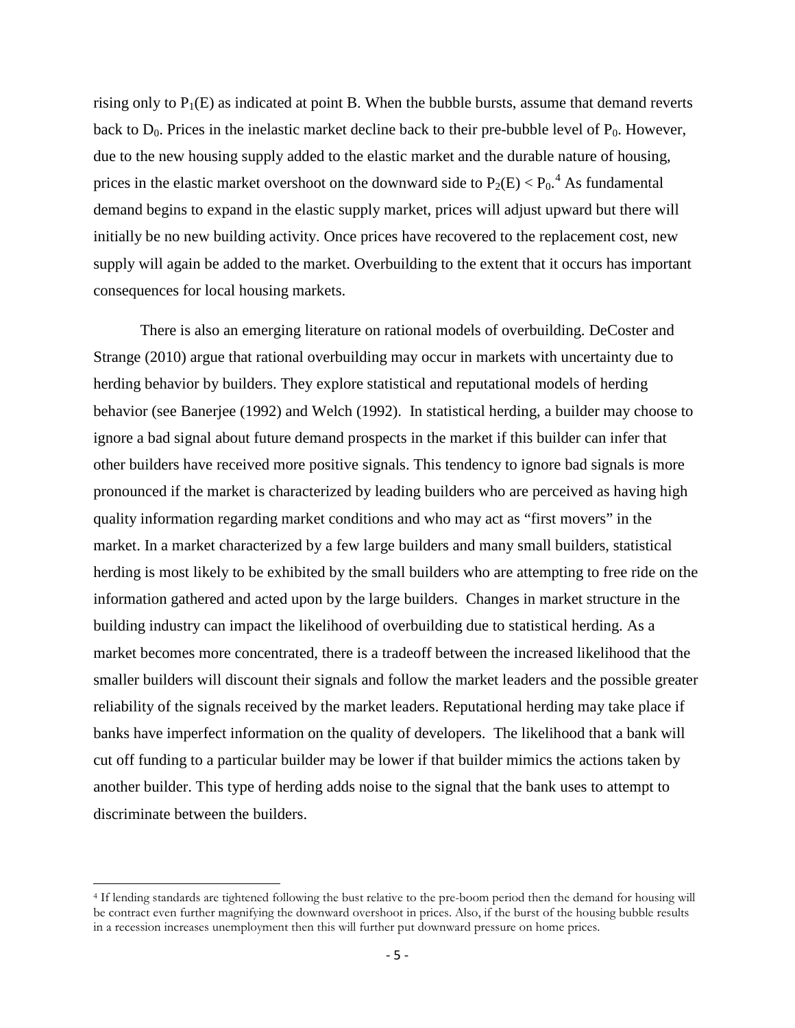rising only to $P_1(E)$ as indicated at point B. When the bubble bursts, assume that demand reverts back to $D_0$. Prices in the inelastic market decline back to their pre-bubble level of $P_0$. However, due to the new housing supply added to the elastic market and the durable nature of housing, prices in the elastic market overshoot on the downward side to $P_2(E) < P_0$.[4] As fundamental demand begins to expand in the elastic supply market, prices will adjust upward but there will initially be no new building activity. Once prices have recovered to the replacement cost, new supply will again be added to the market. Overbuilding to the extent that it occurs has important consequences for local housing markets.

There is also an emerging literature on rational models of overbuilding. DeCoster and Strange (2010) argue that rational overbuilding may occur in markets with uncertainty due to herding behavior by builders. They explore statistical and reputational models of herding behavior (see Banerjee (1992) and Welch (1992). In statistical herding, a builder may choose to ignore a bad signal about future demand prospects in the market if this builder can infer that other builders have received more positive signals. This tendency to ignore bad signals is more pronounced if the market is characterized by leading builders who are perceived as having high quality information regarding market conditions and who may act as "first movers" in the market. In a market characterized by a few large builders and many small builders, statistical herding is most likely to be exhibited by the small builders who are attempting to free ride on the information gathered and acted upon by the large builders. Changes in market structure in the building industry can impact the likelihood of overbuilding due to statistical herding. As a market becomes more concentrated, there is a tradeoff between the increased likelihood that the smaller builders will discount their signals and follow the market leaders and the possible greater reliability of the signals received by the market leaders. Reputational herding may take place if banks have imperfect information on the quality of developers. The likelihood that a bank will cut off funding to a particular builder may be lower if that builder mimics the actions taken by another builder. This type of herding adds noise to the signal that the bank uses to attempt to discriminate between the builders.

[4] If lending standards are tightened following the bust relative to the pre-boom period then the demand for housing will be contract even further magnifying the downward overshoot in prices. Also, if the burst of the housing bubble results in a recession increases unemployment then this will further put downward pressure on home prices.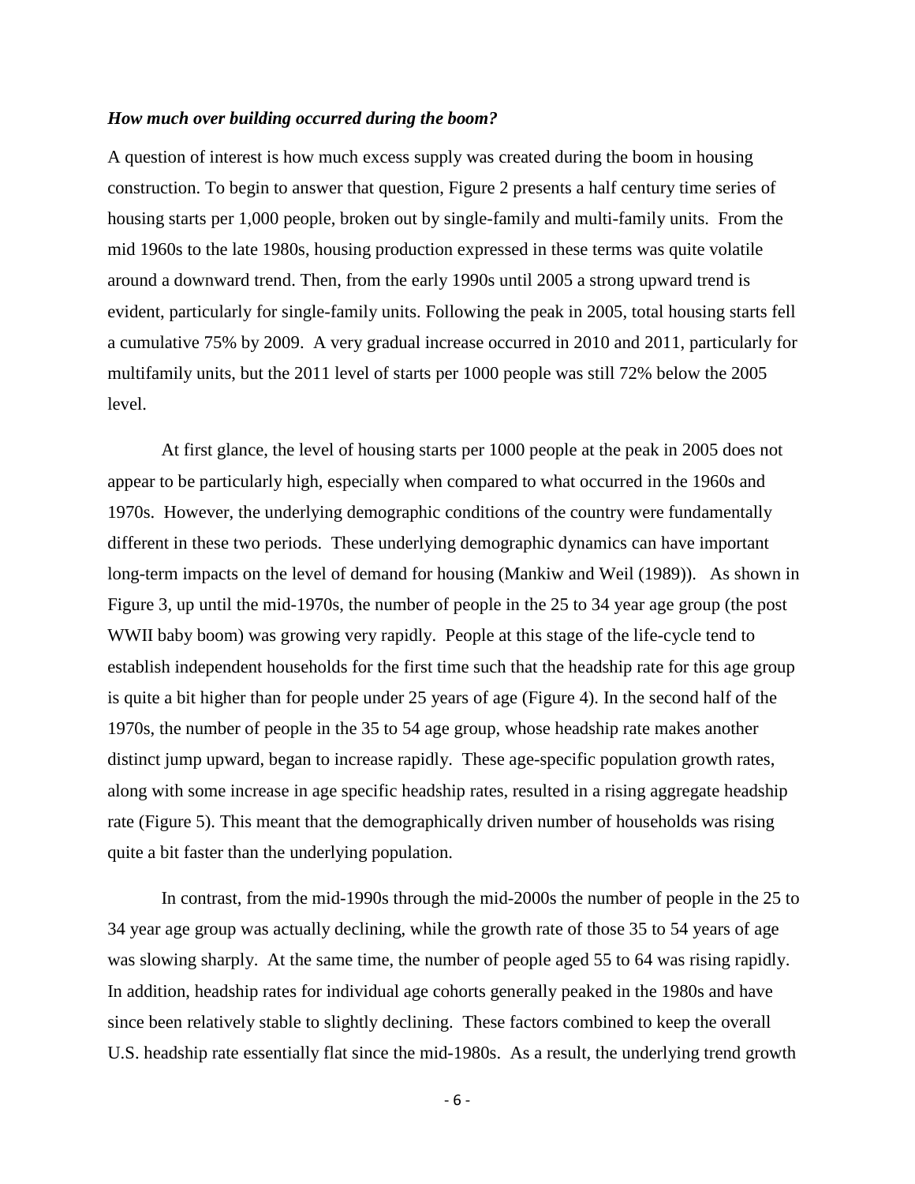***How much over building occurred during the boom?***

A question of interest is how much excess supply was created during the boom in housing construction. To begin to answer that question, Figure 2 presents a half century time series of housing starts per 1,000 people, broken out by single-family and multi-family units. From the mid 1960s to the late 1980s, housing production expressed in these terms was quite volatile around a downward trend. Then, from the early 1990s until 2005 a strong upward trend is evident, particularly for single-family units. Following the peak in 2005, total housing starts fell a cumulative 75% by 2009. A very gradual increase occurred in 2010 and 2011, particularly for multifamily units, but the 2011 level of starts per 1000 people was still 72% below the 2005 level.

At first glance, the level of housing starts per 1000 people at the peak in 2005 does not appear to be particularly high, especially when compared to what occurred in the 1960s and 1970s. However, the underlying demographic conditions of the country were fundamentally different in these two periods. These underlying demographic dynamics can have important long-term impacts on the level of demand for housing (Mankiw and Weil (1989)). As shown in Figure 3, up until the mid-1970s, the number of people in the 25 to 34 year age group (the post WWII baby boom) was growing very rapidly. People at this stage of the life-cycle tend to establish independent households for the first time such that the headship rate for this age group is quite a bit higher than for people under 25 years of age (Figure 4). In the second half of the 1970s, the number of people in the 35 to 54 age group, whose headship rate makes another distinct jump upward, began to increase rapidly. These age-specific population growth rates, along with some increase in age specific headship rates, resulted in a rising aggregate headship rate (Figure 5). This meant that the demographically driven number of households was rising quite a bit faster than the underlying population.

In contrast, from the mid-1990s through the mid-2000s the number of people in the 25 to 34 year age group was actually declining, while the growth rate of those 35 to 54 years of age was slowing sharply. At the same time, the number of people aged 55 to 64 was rising rapidly. In addition, headship rates for individual age cohorts generally peaked in the 1980s and have since been relatively stable to slightly declining. These factors combined to keep the overall U.S. headship rate essentially flat since the mid-1980s. As a result, the underlying trend growth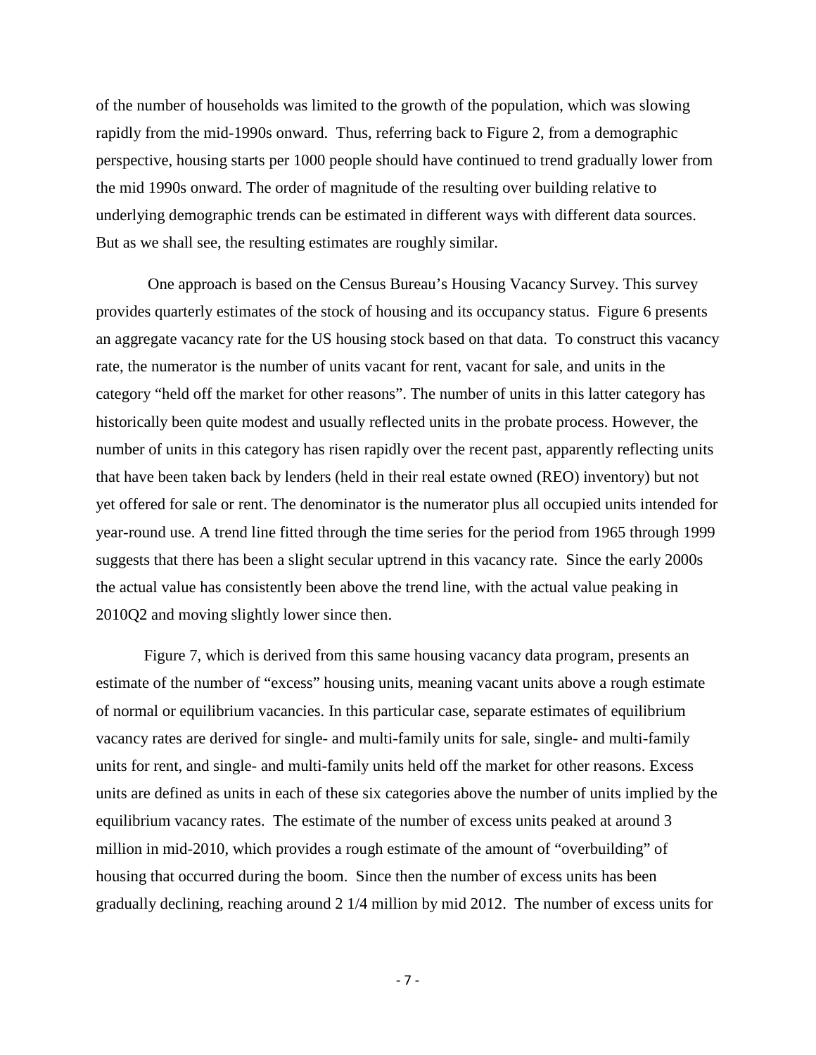of the number of households was limited to the growth of the population, which was slowing rapidly from the mid-1990s onward. Thus, referring back to Figure 2, from a demographic perspective, housing starts per 1000 people should have continued to trend gradually lower from the mid 1990s onward. The order of magnitude of the resulting over building relative to underlying demographic trends can be estimated in different ways with different data sources. But as we shall see, the resulting estimates are roughly similar.

One approach is based on the Census Bureau's Housing Vacancy Survey. This survey provides quarterly estimates of the stock of housing and its occupancy status. Figure 6 presents an aggregate vacancy rate for the US housing stock based on that data. To construct this vacancy rate, the numerator is the number of units vacant for rent, vacant for sale, and units in the category "held off the market for other reasons". The number of units in this latter category has historically been quite modest and usually reflected units in the probate process. However, the number of units in this category has risen rapidly over the recent past, apparently reflecting units that have been taken back by lenders (held in their real estate owned (REO) inventory) but not yet offered for sale or rent. The denominator is the numerator plus all occupied units intended for year-round use. A trend line fitted through the time series for the period from 1965 through 1999 suggests that there has been a slight secular uptrend in this vacancy rate. Since the early 2000s the actual value has consistently been above the trend line, with the actual value peaking in 2010Q2 and moving slightly lower since then.

Figure 7, which is derived from this same housing vacancy data program, presents an estimate of the number of "excess" housing units, meaning vacant units above a rough estimate of normal or equilibrium vacancies. In this particular case, separate estimates of equilibrium vacancy rates are derived for single- and multi-family units for sale, single- and multi-family units for rent, and single- and multi-family units held off the market for other reasons. Excess units are defined as units in each of these six categories above the number of units implied by the equilibrium vacancy rates. The estimate of the number of excess units peaked at around 3 million in mid-2010, which provides a rough estimate of the amount of "overbuilding" of housing that occurred during the boom. Since then the number of excess units has been gradually declining, reaching around 2 1/4 million by mid 2012. The number of excess units for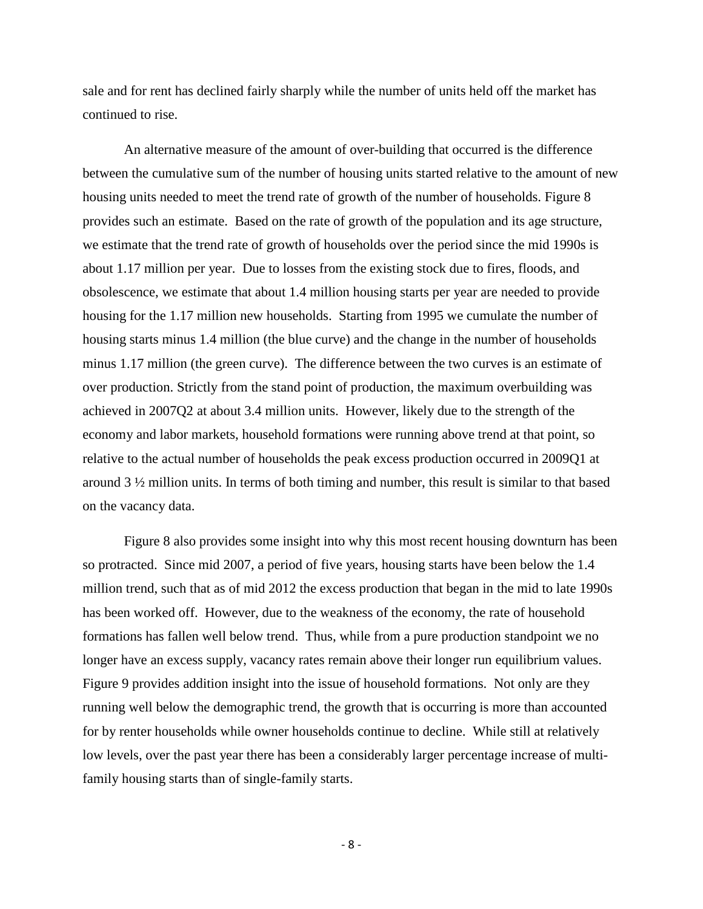sale and for rent has declined fairly sharply while the number of units held off the market has continued to rise.

An alternative measure of the amount of over-building that occurred is the difference between the cumulative sum of the number of housing units started relative to the amount of new housing units needed to meet the trend rate of growth of the number of households. Figure 8 provides such an estimate. Based on the rate of growth of the population and its age structure, we estimate that the trend rate of growth of households over the period since the mid 1990s is about 1.17 million per year. Due to losses from the existing stock due to fires, floods, and obsolescence, we estimate that about 1.4 million housing starts per year are needed to provide housing for the 1.17 million new households. Starting from 1995 we cumulate the number of housing starts minus 1.4 million (the blue curve) and the change in the number of households minus 1.17 million (the green curve). The difference between the two curves is an estimate of over production. Strictly from the stand point of production, the maximum overbuilding was achieved in 2007Q2 at about 3.4 million units. However, likely due to the strength of the economy and labor markets, household formations were running above trend at that point, so relative to the actual number of households the peak excess production occurred in 2009Q1 at around 3 ½ million units. In terms of both timing and number, this result is similar to that based on the vacancy data.

Figure 8 also provides some insight into why this most recent housing downturn has been so protracted. Since mid 2007, a period of five years, housing starts have been below the 1.4 million trend, such that as of mid 2012 the excess production that began in the mid to late 1990s has been worked off. However, due to the weakness of the economy, the rate of household formations has fallen well below trend. Thus, while from a pure production standpoint we no longer have an excess supply, vacancy rates remain above their longer run equilibrium values. Figure 9 provides addition insight into the issue of household formations. Not only are they running well below the demographic trend, the growth that is occurring is more than accounted for by renter households while owner households continue to decline. While still at relatively low levels, over the past year there has been a considerably larger percentage increase of multi-family housing starts than of single-family starts.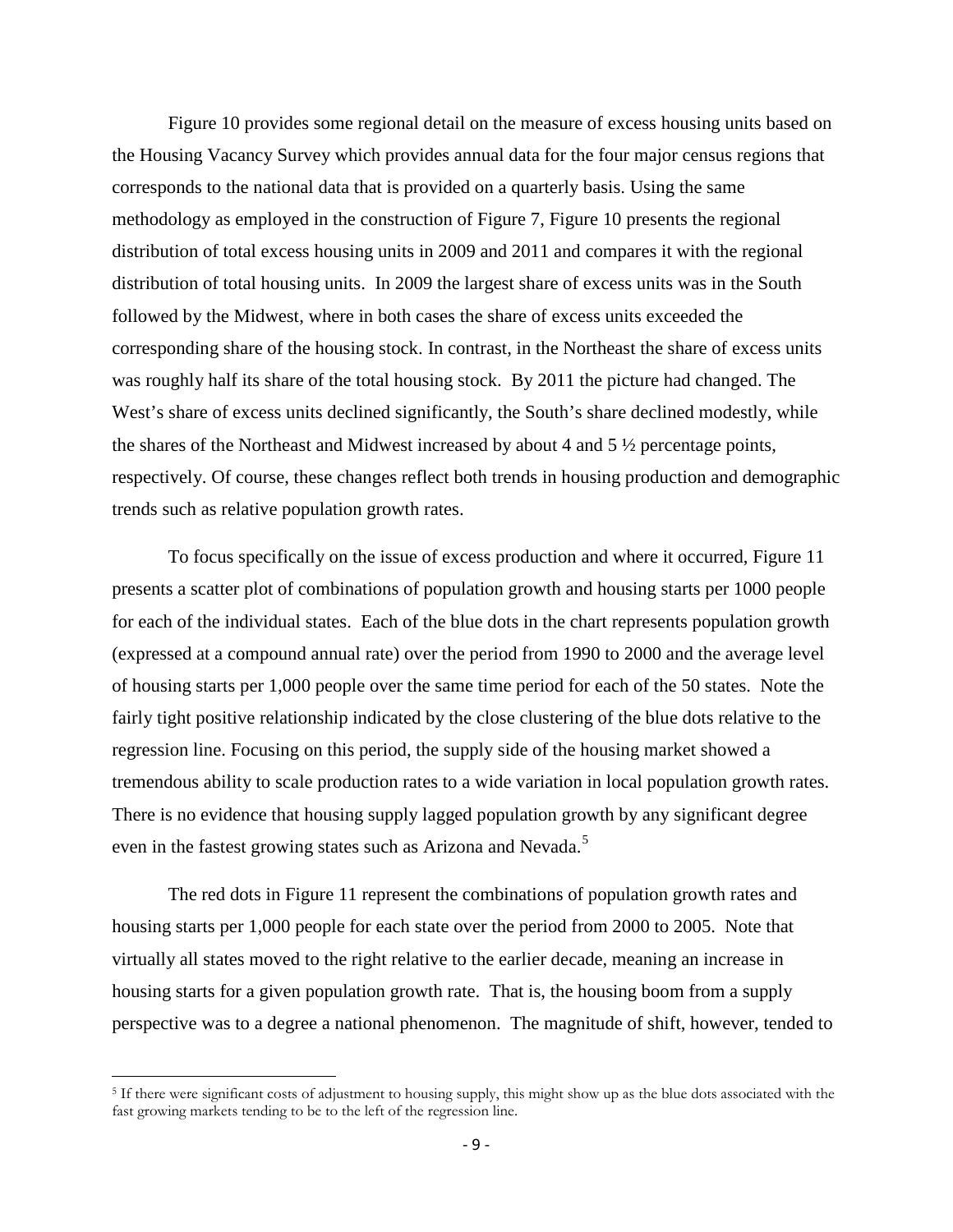Figure 10 provides some regional detail on the measure of excess housing units based on the Housing Vacancy Survey which provides annual data for the four major census regions that corresponds to the national data that is provided on a quarterly basis. Using the same methodology as employed in the construction of Figure 7, Figure 10 presents the regional distribution of total excess housing units in 2009 and 2011 and compares it with the regional distribution of total housing units. In 2009 the largest share of excess units was in the South followed by the Midwest, where in both cases the share of excess units exceeded the corresponding share of the housing stock. In contrast, in the Northeast the share of excess units was roughly half its share of the total housing stock. By 2011 the picture had changed. The West's share of excess units declined significantly, the South's share declined modestly, while the shares of the Northeast and Midwest increased by about 4 and 5 ½ percentage points, respectively. Of course, these changes reflect both trends in housing production and demographic trends such as relative population growth rates.

To focus specifically on the issue of excess production and where it occurred, Figure 11 presents a scatter plot of combinations of population growth and housing starts per 1000 people for each of the individual states. Each of the blue dots in the chart represents population growth (expressed at a compound annual rate) over the period from 1990 to 2000 and the average level of housing starts per 1,000 people over the same time period for each of the 50 states. Note the fairly tight positive relationship indicated by the close clustering of the blue dots relative to the regression line. Focusing on this period, the supply side of the housing market showed a tremendous ability to scale production rates to a wide variation in local population growth rates. There is no evidence that housing supply lagged population growth by any significant degree even in the fastest growing states such as Arizona and Nevada.[5]

The red dots in Figure 11 represent the combinations of population growth rates and housing starts per 1,000 people for each state over the period from 2000 to 2005. Note that virtually all states moved to the right relative to the earlier decade, meaning an increase in housing starts for a given population growth rate. That is, the housing boom from a supply perspective was to a degree a national phenomenon. The magnitude of shift, however, tended to

[5] If there were significant costs of adjustment to housing supply, this might show up as the blue dots associated with the fast growing markets tending to be to the left of the regression line.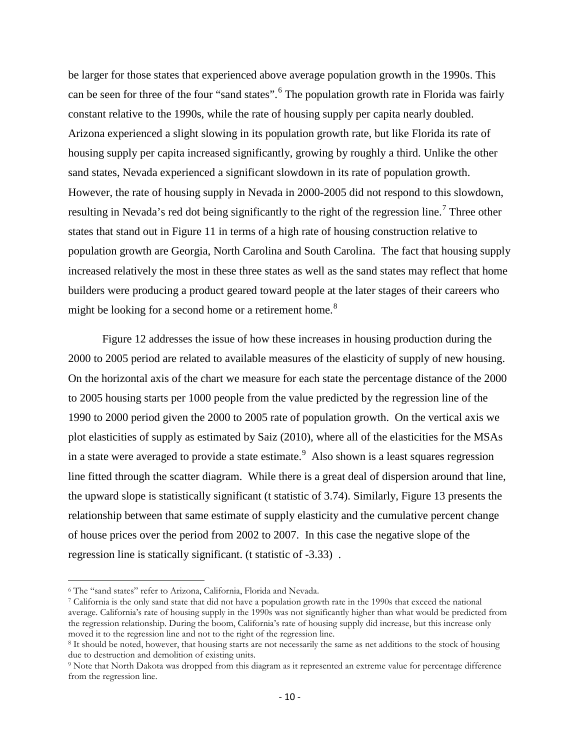be larger for those states that experienced above average population growth in the 1990s. This can be seen for three of the four "sand states".[6] The population growth rate in Florida was fairly constant relative to the 1990s, while the rate of housing supply per capita nearly doubled. Arizona experienced a slight slowing in its population growth rate, but like Florida its rate of housing supply per capita increased significantly, growing by roughly a third. Unlike the other sand states, Nevada experienced a significant slowdown in its rate of population growth. However, the rate of housing supply in Nevada in 2000-2005 did not respond to this slowdown, resulting in Nevada's red dot being significantly to the right of the regression line.[7] Three other states that stand out in Figure 11 in terms of a high rate of housing construction relative to population growth are Georgia, North Carolina and South Carolina. The fact that housing supply increased relatively the most in these three states as well as the sand states may reflect that home builders were producing a product geared toward people at the later stages of their careers who might be looking for a second home or a retirement home.[8]

Figure 12 addresses the issue of how these increases in housing production during the 2000 to 2005 period are related to available measures of the elasticity of supply of new housing. On the horizontal axis of the chart we measure for each state the percentage distance of the 2000 to 2005 housing starts per 1000 people from the value predicted by the regression line of the 1990 to 2000 period given the 2000 to 2005 rate of population growth. On the vertical axis we plot elasticities of supply as estimated by Saiz (2010), where all of the elasticities for the MSAs in a state were averaged to provide a state estimate.[9] Also shown is a least squares regression line fitted through the scatter diagram. While there is a great deal of dispersion around that line, the upward slope is statistically significant (t statistic of 3.74). Similarly, Figure 13 presents the relationship between that same estimate of supply elasticity and the cumulative percent change of house prices over the period from 2002 to 2007. In this case the negative slope of the regression line is statically significant. (t statistic of -3.33) .

---

[6] The "sand states" refer to Arizona, California, Florida and Nevada.

[7] California is the only sand state that did not have a population growth rate in the 1990s that exceed the national average. California's rate of housing supply in the 1990s was not significantly higher than what would be predicted from the regression relationship. During the boom, California's rate of housing supply did increase, but this increase only moved it to the regression line and not to the right of the regression line.

[8] It should be noted, however, that housing starts are not necessarily the same as net additions to the stock of housing due to destruction and demolition of existing units.

[9] Note that North Dakota was dropped from this diagram as it represented an extreme value for percentage difference from the regression line.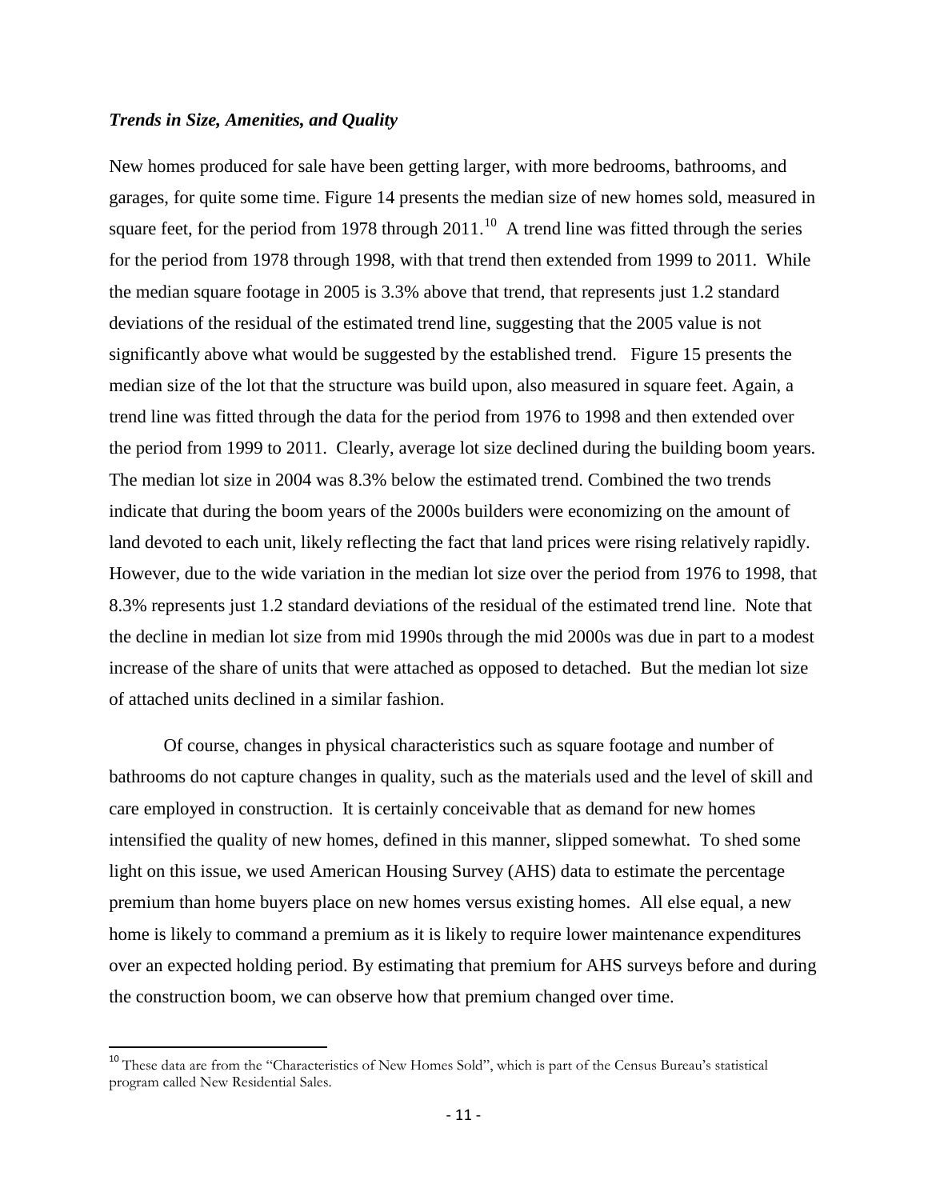### *Trends in Size, Amenities, and Quality*

New homes produced for sale have been getting larger, with more bedrooms, bathrooms, and garages, for quite some time. Figure 14 presents the median size of new homes sold, measured in square feet, for the period from 1978 through 2011.[10] A trend line was fitted through the series for the period from 1978 through 1998, with that trend then extended from 1999 to 2011. While the median square footage in 2005 is 3.3% above that trend, that represents just 1.2 standard deviations of the residual of the estimated trend line, suggesting that the 2005 value is not significantly above what would be suggested by the established trend. Figure 15 presents the median size of the lot that the structure was build upon, also measured in square feet. Again, a trend line was fitted through the data for the period from 1976 to 1998 and then extended over the period from 1999 to 2011. Clearly, average lot size declined during the building boom years. The median lot size in 2004 was 8.3% below the estimated trend. Combined the two trends indicate that during the boom years of the 2000s builders were economizing on the amount of land devoted to each unit, likely reflecting the fact that land prices were rising relatively rapidly. However, due to the wide variation in the median lot size over the period from 1976 to 1998, that 8.3% represents just 1.2 standard deviations of the residual of the estimated trend line. Note that the decline in median lot size from mid 1990s through the mid 2000s was due in part to a modest increase of the share of units that were attached as opposed to detached. But the median lot size of attached units declined in a similar fashion.

Of course, changes in physical characteristics such as square footage and number of bathrooms do not capture changes in quality, such as the materials used and the level of skill and care employed in construction. It is certainly conceivable that as demand for new homes intensified the quality of new homes, defined in this manner, slipped somewhat. To shed some light on this issue, we used American Housing Survey (AHS) data to estimate the percentage premium than home buyers place on new homes versus existing homes. All else equal, a new home is likely to command a premium as it is likely to require lower maintenance expenditures over an expected holding period. By estimating that premium for AHS surveys before and during the construction boom, we can observe how that premium changed over time.

[10] These data are from the "Characteristics of New Homes Sold", which is part of the Census Bureau's statistical program called New Residential Sales.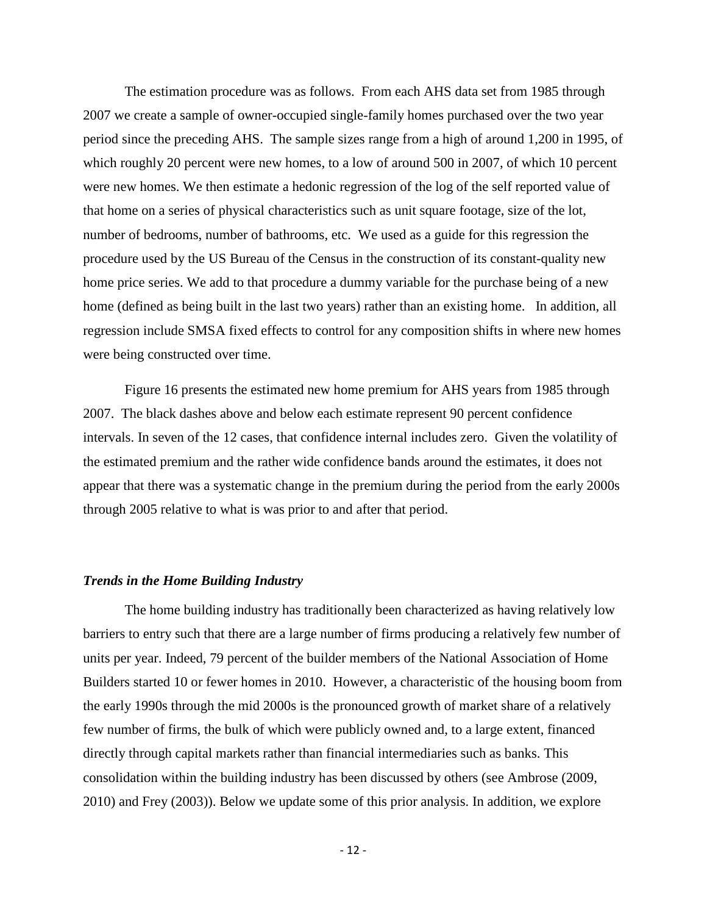The estimation procedure was as follows. From each AHS data set from 1985 through 2007 we create a sample of owner-occupied single-family homes purchased over the two year period since the preceding AHS. The sample sizes range from a high of around 1,200 in 1995, of which roughly 20 percent were new homes, to a low of around 500 in 2007, of which 10 percent were new homes. We then estimate a hedonic regression of the log of the self reported value of that home on a series of physical characteristics such as unit square footage, size of the lot, number of bedrooms, number of bathrooms, etc. We used as a guide for this regression the procedure used by the US Bureau of the Census in the construction of its constant-quality new home price series. We add to that procedure a dummy variable for the purchase being of a new home (defined as being built in the last two years) rather than an existing home. In addition, all regression include SMSA fixed effects to control for any composition shifts in where new homes were being constructed over time.

Figure 16 presents the estimated new home premium for AHS years from 1985 through 2007. The black dashes above and below each estimate represent 90 percent confidence intervals. In seven of the 12 cases, that confidence internal includes zero. Given the volatility of the estimated premium and the rather wide confidence bands around the estimates, it does not appear that there was a systematic change in the premium during the period from the early 2000s through 2005 relative to what is was prior to and after that period.

### *Trends in the Home Building Industry*

The home building industry has traditionally been characterized as having relatively low barriers to entry such that there are a large number of firms producing a relatively few number of units per year. Indeed, 79 percent of the builder members of the National Association of Home Builders started 10 or fewer homes in 2010. However, a characteristic of the housing boom from the early 1990s through the mid 2000s is the pronounced growth of market share of a relatively few number of firms, the bulk of which were publicly owned and, to a large extent, financed directly through capital markets rather than financial intermediaries such as banks. This consolidation within the building industry has been discussed by others (see Ambrose (2009, 2010) and Frey (2003)). Below we update some of this prior analysis. In addition, we explore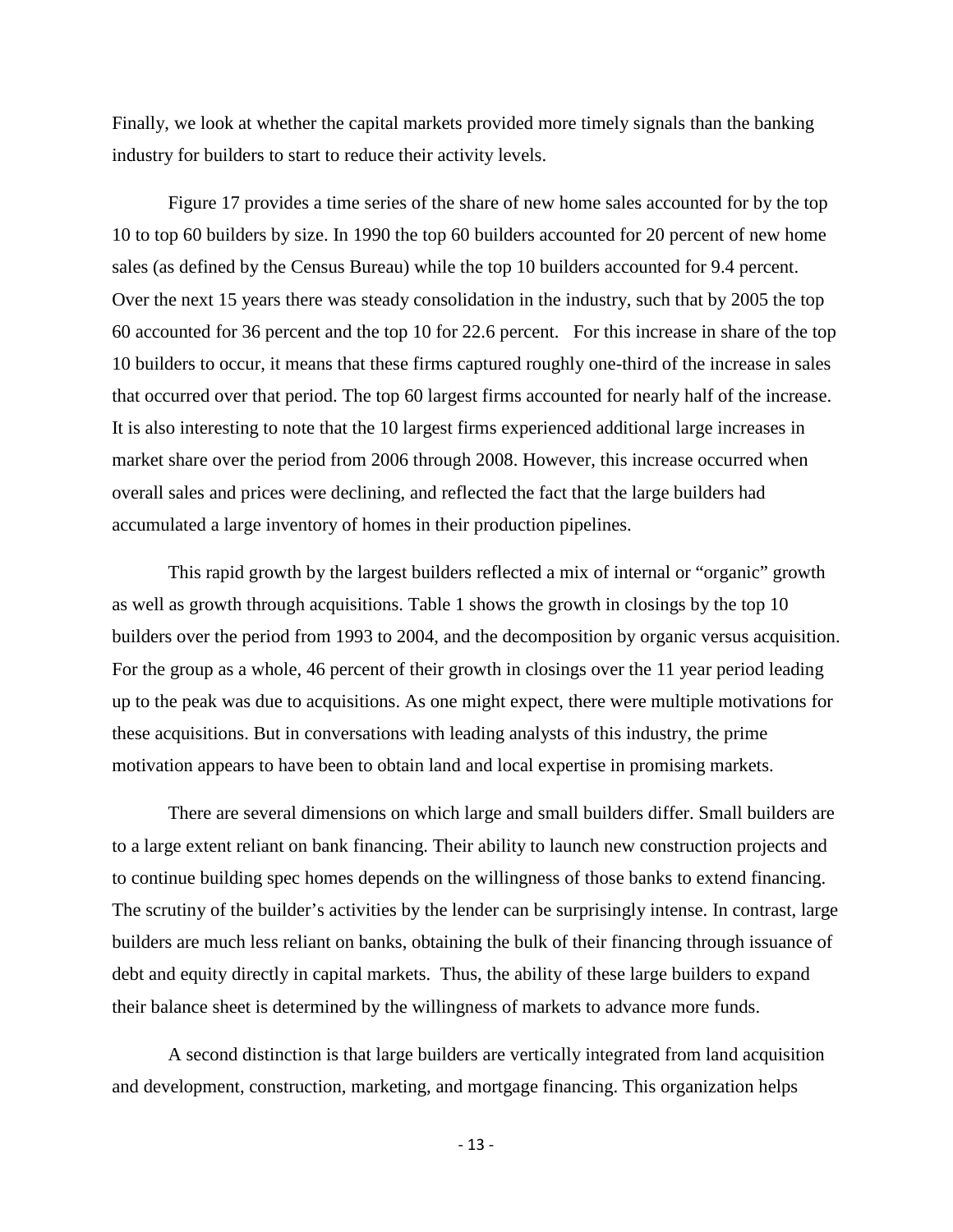Finally, we look at whether the capital markets provided more timely signals than the banking industry for builders to start to reduce their activity levels.

Figure 17 provides a time series of the share of new home sales accounted for by the top 10 to top 60 builders by size. In 1990 the top 60 builders accounted for 20 percent of new home sales (as defined by the Census Bureau) while the top 10 builders accounted for 9.4 percent. Over the next 15 years there was steady consolidation in the industry, such that by 2005 the top 60 accounted for 36 percent and the top 10 for 22.6 percent. For this increase in share of the top 10 builders to occur, it means that these firms captured roughly one-third of the increase in sales that occurred over that period. The top 60 largest firms accounted for nearly half of the increase. It is also interesting to note that the 10 largest firms experienced additional large increases in market share over the period from 2006 through 2008. However, this increase occurred when overall sales and prices were declining, and reflected the fact that the large builders had accumulated a large inventory of homes in their production pipelines.

This rapid growth by the largest builders reflected a mix of internal or "organic" growth as well as growth through acquisitions. Table 1 shows the growth in closings by the top 10 builders over the period from 1993 to 2004, and the decomposition by organic versus acquisition. For the group as a whole, 46 percent of their growth in closings over the 11 year period leading up to the peak was due to acquisitions. As one might expect, there were multiple motivations for these acquisitions. But in conversations with leading analysts of this industry, the prime motivation appears to have been to obtain land and local expertise in promising markets.

There are several dimensions on which large and small builders differ. Small builders are to a large extent reliant on bank financing. Their ability to launch new construction projects and to continue building spec homes depends on the willingness of those banks to extend financing. The scrutiny of the builder's activities by the lender can be surprisingly intense. In contrast, large builders are much less reliant on banks, obtaining the bulk of their financing through issuance of debt and equity directly in capital markets. Thus, the ability of these large builders to expand their balance sheet is determined by the willingness of markets to advance more funds.

A second distinction is that large builders are vertically integrated from land acquisition and development, construction, marketing, and mortgage financing. This organization helps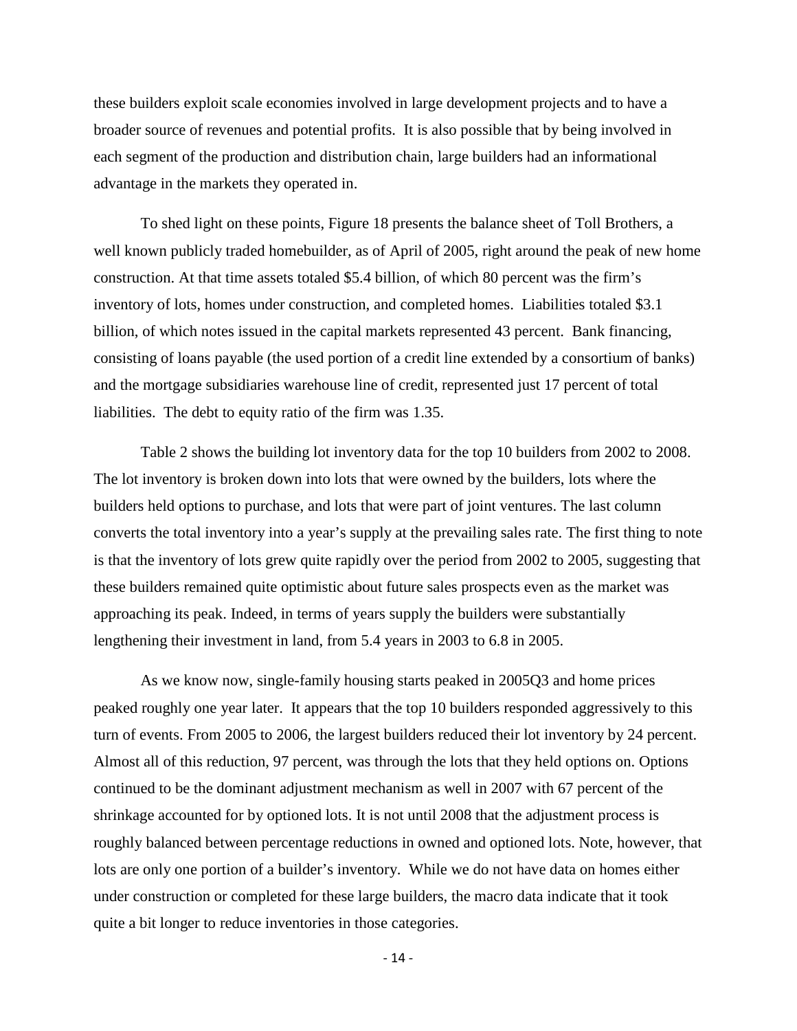these builders exploit scale economies involved in large development projects and to have a broader source of revenues and potential profits. It is also possible that by being involved in each segment of the production and distribution chain, large builders had an informational advantage in the markets they operated in.

To shed light on these points, Figure 18 presents the balance sheet of Toll Brothers, a well known publicly traded homebuilder, as of April of 2005, right around the peak of new home construction. At that time assets totaled \$5.4 billion, of which 80 percent was the firm's inventory of lots, homes under construction, and completed homes. Liabilities totaled \$3.1 billion, of which notes issued in the capital markets represented 43 percent. Bank financing, consisting of loans payable (the used portion of a credit line extended by a consortium of banks) and the mortgage subsidiaries warehouse line of credit, represented just 17 percent of total liabilities. The debt to equity ratio of the firm was 1.35.

Table 2 shows the building lot inventory data for the top 10 builders from 2002 to 2008. The lot inventory is broken down into lots that were owned by the builders, lots where the builders held options to purchase, and lots that were part of joint ventures. The last column converts the total inventory into a year's supply at the prevailing sales rate. The first thing to note is that the inventory of lots grew quite rapidly over the period from 2002 to 2005, suggesting that these builders remained quite optimistic about future sales prospects even as the market was approaching its peak. Indeed, in terms of years supply the builders were substantially lengthening their investment in land, from 5.4 years in 2003 to 6.8 in 2005.

As we know now, single-family housing starts peaked in 2005Q3 and home prices peaked roughly one year later. It appears that the top 10 builders responded aggressively to this turn of events. From 2005 to 2006, the largest builders reduced their lot inventory by 24 percent. Almost all of this reduction, 97 percent, was through the lots that they held options on. Options continued to be the dominant adjustment mechanism as well in 2007 with 67 percent of the shrinkage accounted for by optioned lots. It is not until 2008 that the adjustment process is roughly balanced between percentage reductions in owned and optioned lots. Note, however, that lots are only one portion of a builder's inventory. While we do not have data on homes either under construction or completed for these large builders, the macro data indicate that it took quite a bit longer to reduce inventories in those categories.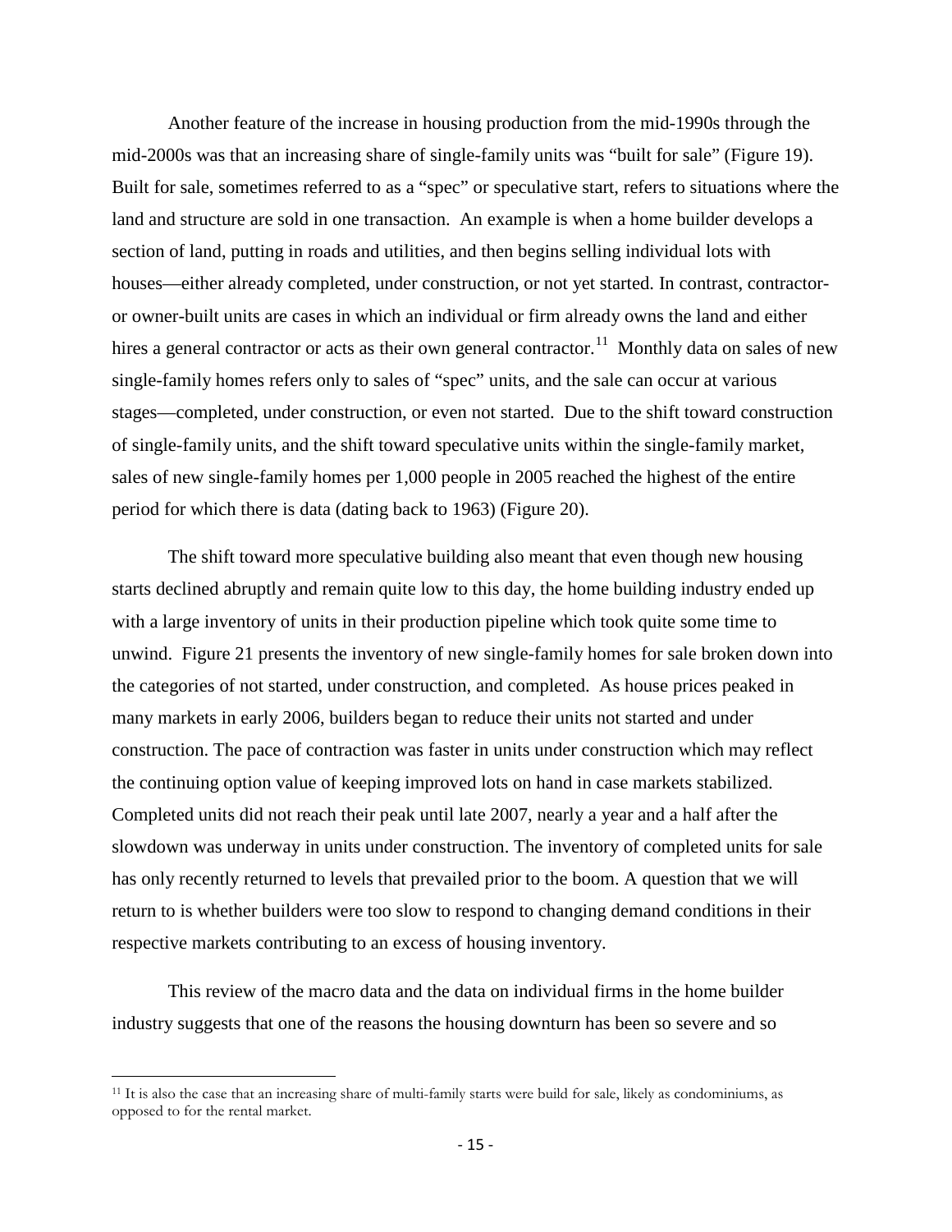Another feature of the increase in housing production from the mid-1990s through the mid-2000s was that an increasing share of single-family units was "built for sale" (Figure 19). Built for sale, sometimes referred to as a "spec" or speculative start, refers to situations where the land and structure are sold in one transaction. An example is when a home builder develops a section of land, putting in roads and utilities, and then begins selling individual lots with houses—either already completed, under construction, or not yet started. In contrast, contractor- or owner-built units are cases in which an individual or firm already owns the land and either hires a general contractor or acts as their own general contractor.[11] Monthly data on sales of new single-family homes refers only to sales of "spec" units, and the sale can occur at various stages—completed, under construction, or even not started. Due to the shift toward construction of single-family units, and the shift toward speculative units within the single-family market, sales of new single-family homes per 1,000 people in 2005 reached the highest of the entire period for which there is data (dating back to 1963) (Figure 20).

The shift toward more speculative building also meant that even though new housing starts declined abruptly and remain quite low to this day, the home building industry ended up with a large inventory of units in their production pipeline which took quite some time to unwind. Figure 21 presents the inventory of new single-family homes for sale broken down into the categories of not started, under construction, and completed. As house prices peaked in many markets in early 2006, builders began to reduce their units not started and under construction. The pace of contraction was faster in units under construction which may reflect the continuing option value of keeping improved lots on hand in case markets stabilized. Completed units did not reach their peak until late 2007, nearly a year and a half after the slowdown was underway in units under construction. The inventory of completed units for sale has only recently returned to levels that prevailed prior to the boom. A question that we will return to is whether builders were too slow to respond to changing demand conditions in their respective markets contributing to an excess of housing inventory.

This review of the macro data and the data on individual firms in the home builder industry suggests that one of the reasons the housing downturn has been so severe and so

[11] It is also the case that an increasing share of multi-family starts were build for sale, likely as condominiums, as opposed to for the rental market.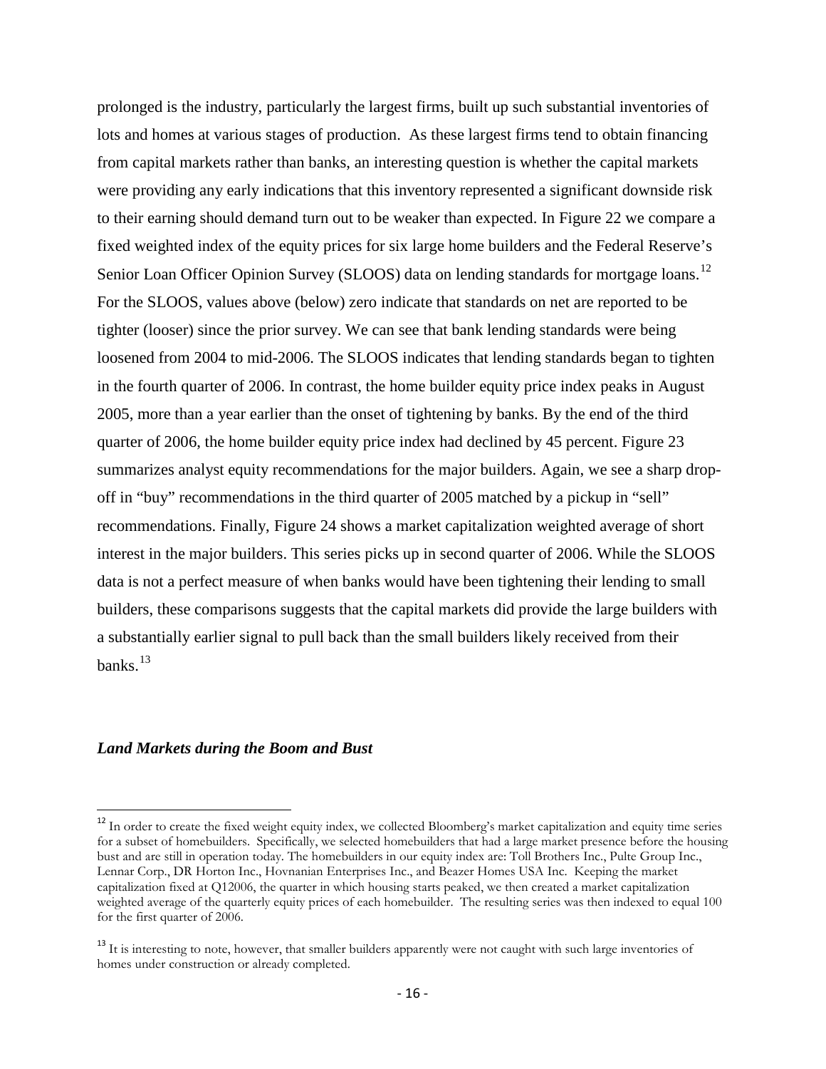prolonged is the industry, particularly the largest firms, built up such substantial inventories of lots and homes at various stages of production. As these largest firms tend to obtain financing from capital markets rather than banks, an interesting question is whether the capital markets were providing any early indications that this inventory represented a significant downside risk to their earning should demand turn out to be weaker than expected. In Figure 22 we compare a fixed weighted index of the equity prices for six large home builders and the Federal Reserve's Senior Loan Officer Opinion Survey (SLOOS) data on lending standards for mortgage loans.[12] For the SLOOS, values above (below) zero indicate that standards on net are reported to be tighter (looser) since the prior survey. We can see that bank lending standards were being loosened from 2004 to mid-2006. The SLOOS indicates that lending standards began to tighten in the fourth quarter of 2006. In contrast, the home builder equity price index peaks in August 2005, more than a year earlier than the onset of tightening by banks. By the end of the third quarter of 2006, the home builder equity price index had declined by 45 percent. Figure 23 summarizes analyst equity recommendations for the major builders. Again, we see a sharp drop-off in "buy" recommendations in the third quarter of 2005 matched by a pickup in "sell" recommendations. Finally, Figure 24 shows a market capitalization weighted average of short interest in the major builders. This series picks up in second quarter of 2006. While the SLOOS data is not a perfect measure of when banks would have been tightening their lending to small builders, these comparisons suggests that the capital markets did provide the large builders with a substantially earlier signal to pull back than the small builders likely received from their banks.[13]

### *Land Markets during the Boom and Bust*

---

[12] In order to create the fixed weight equity index, we collected Bloomberg's market capitalization and equity time series for a subset of homebuilders. Specifically, we selected homebuilders that had a large market presence before the housing bust and are still in operation today. The homebuilders in our equity index are: Toll Brothers Inc., Pulte Group Inc., Lennar Corp., DR Horton Inc., Hovnanian Enterprises Inc., and Beazer Homes USA Inc. Keeping the market capitalization fixed at Q12006, the quarter in which housing starts peaked, we then created a market capitalization weighted average of the quarterly equity prices of each homebuilder. The resulting series was then indexed to equal 100 for the first quarter of 2006.

[13] It is interesting to note, however, that smaller builders apparently were not caught with such large inventories of homes under construction or already completed.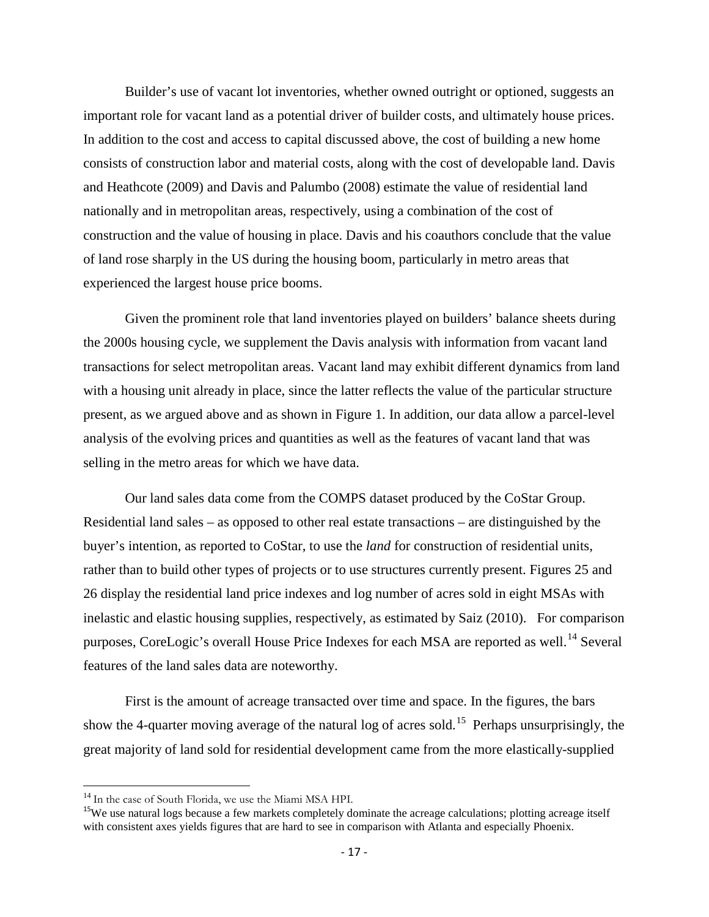Builder's use of vacant lot inventories, whether owned outright or optioned, suggests an important role for vacant land as a potential driver of builder costs, and ultimately house prices. In addition to the cost and access to capital discussed above, the cost of building a new home consists of construction labor and material costs, along with the cost of developable land. Davis and Heathcote (2009) and Davis and Palumbo (2008) estimate the value of residential land nationally and in metropolitan areas, respectively, using a combination of the cost of construction and the value of housing in place. Davis and his coauthors conclude that the value of land rose sharply in the US during the housing boom, particularly in metro areas that experienced the largest house price booms.

Given the prominent role that land inventories played on builders' balance sheets during the 2000s housing cycle, we supplement the Davis analysis with information from vacant land transactions for select metropolitan areas. Vacant land may exhibit different dynamics from land with a housing unit already in place, since the latter reflects the value of the particular structure present, as we argued above and as shown in Figure 1. In addition, our data allow a parcel-level analysis of the evolving prices and quantities as well as the features of vacant land that was selling in the metro areas for which we have data.

Our land sales data come from the COMPS dataset produced by the CoStar Group. Residential land sales – as opposed to other real estate transactions – are distinguished by the buyer's intention, as reported to CoStar, to use the *land* for construction of residential units, rather than to build other types of projects or to use structures currently present. Figures 25 and 26 display the residential land price indexes and log number of acres sold in eight MSAs with inelastic and elastic housing supplies, respectively, as estimated by Saiz (2010). For comparison purposes, CoreLogic's overall House Price Indexes for each MSA are reported as well.[14] Several features of the land sales data are noteworthy.

First is the amount of acreage transacted over time and space. In the figures, the bars show the 4-quarter moving average of the natural log of acres sold.[15] Perhaps unsurprisingly, the great majority of land sold for residential development came from the more elastically-supplied

---

[14] In the case of South Florida, we use the Miami MSA HPI.

[15] We use natural logs because a few markets completely dominate the acreage calculations; plotting acreage itself with consistent axes yields figures that are hard to see in comparison with Atlanta and especially Phoenix.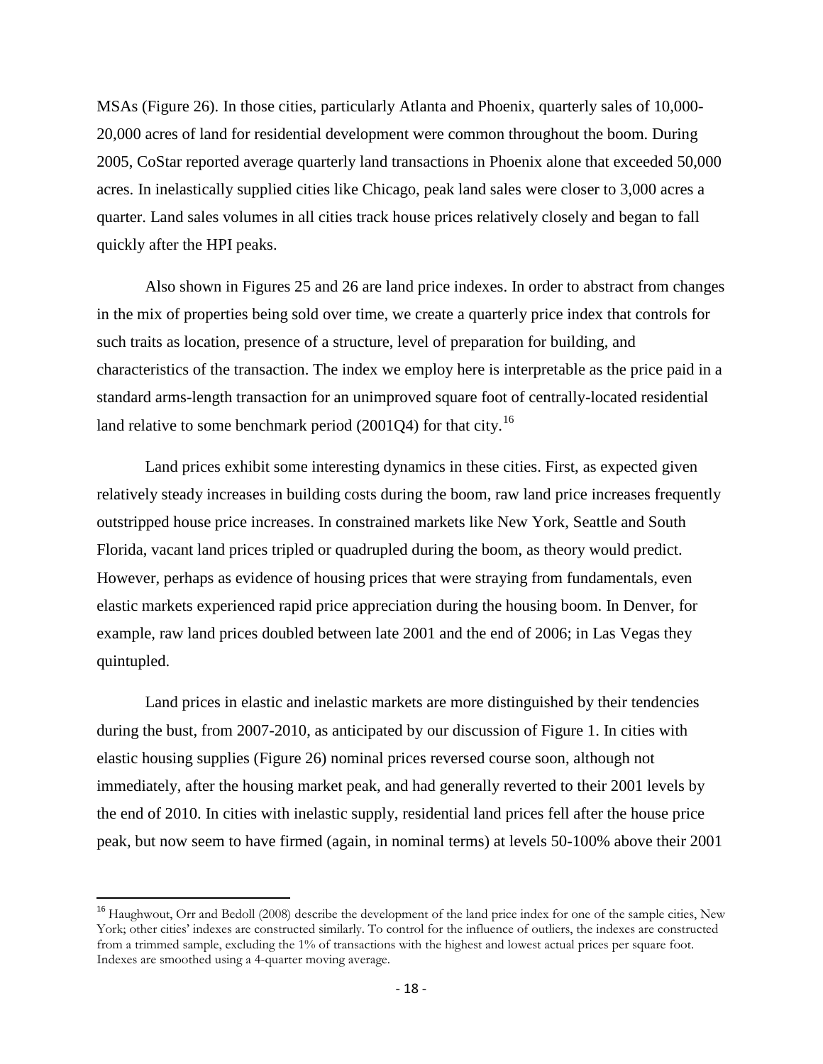MSAs (Figure 26). In those cities, particularly Atlanta and Phoenix, quarterly sales of 10,000-20,000 acres of land for residential development were common throughout the boom. During 2005, CoStar reported average quarterly land transactions in Phoenix alone that exceeded 50,000 acres. In inelastically supplied cities like Chicago, peak land sales were closer to 3,000 acres a quarter. Land sales volumes in all cities track house prices relatively closely and began to fall quickly after the HPI peaks.

Also shown in Figures 25 and 26 are land price indexes. In order to abstract from changes in the mix of properties being sold over time, we create a quarterly price index that controls for such traits as location, presence of a structure, level of preparation for building, and characteristics of the transaction. The index we employ here is interpretable as the price paid in a standard arms-length transaction for an unimproved square foot of centrally-located residential land relative to some benchmark period (2001Q4) for that city.[16]

Land prices exhibit some interesting dynamics in these cities. First, as expected given relatively steady increases in building costs during the boom, raw land price increases frequently outstripped house price increases. In constrained markets like New York, Seattle and South Florida, vacant land prices tripled or quadrupled during the boom, as theory would predict. However, perhaps as evidence of housing prices that were straying from fundamentals, even elastic markets experienced rapid price appreciation during the housing boom. In Denver, for example, raw land prices doubled between late 2001 and the end of 2006; in Las Vegas they quintupled.

Land prices in elastic and inelastic markets are more distinguished by their tendencies during the bust, from 2007-2010, as anticipated by our discussion of Figure 1. In cities with elastic housing supplies (Figure 26) nominal prices reversed course soon, although not immediately, after the housing market peak, and had generally reverted to their 2001 levels by the end of 2010. In cities with inelastic supply, residential land prices fell after the house price peak, but now seem to have firmed (again, in nominal terms) at levels 50-100% above their 2001

[16] Haughwout, Orr and Bedoll (2008) describe the development of the land price index for one of the sample cities, New York; other cities' indexes are constructed similarly. To control for the influence of outliers, the indexes are constructed from a trimmed sample, excluding the 1% of transactions with the highest and lowest actual prices per square foot. Indexes are smoothed using a 4-quarter moving average.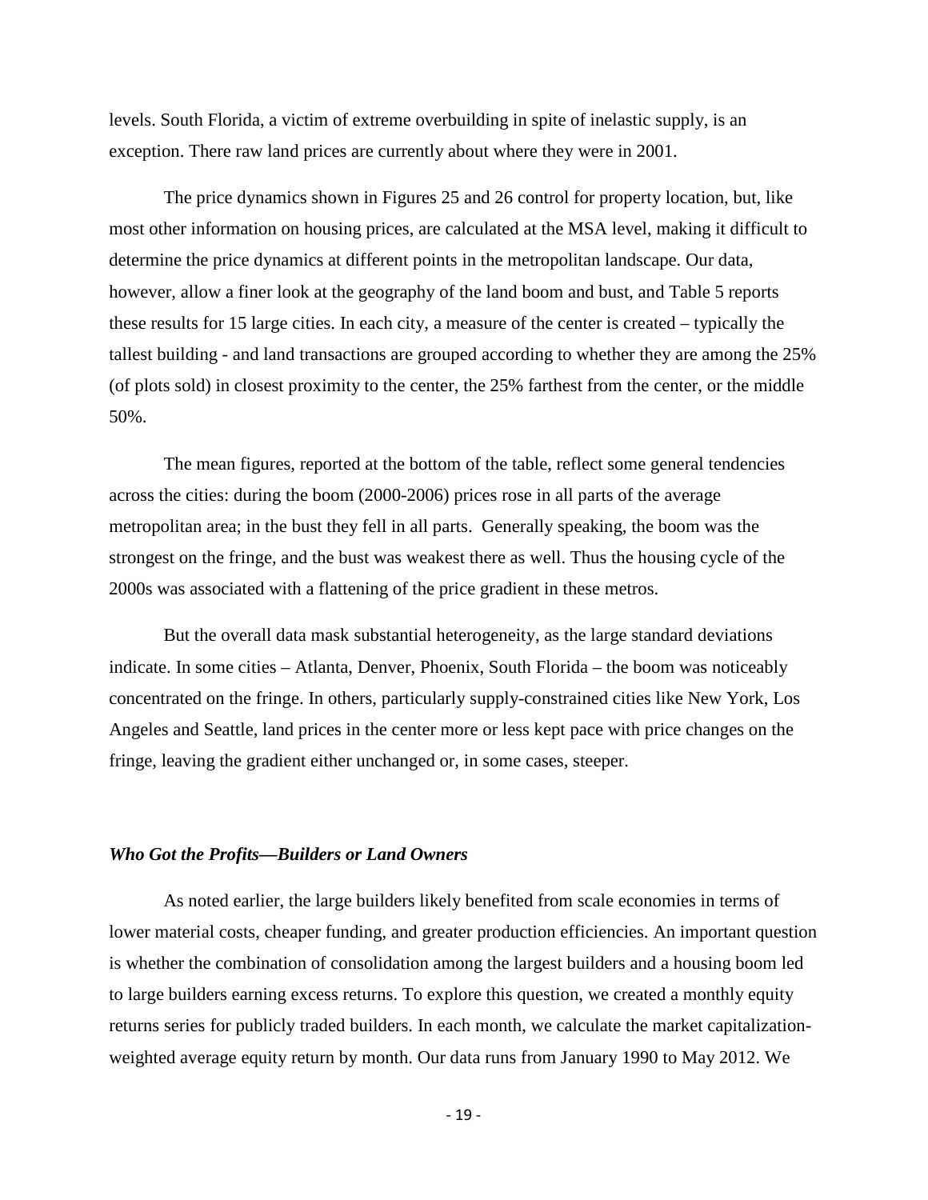levels. South Florida, a victim of extreme overbuilding in spite of inelastic supply, is an exception. There raw land prices are currently about where they were in 2001.

The price dynamics shown in Figures 25 and 26 control for property location, but, like most other information on housing prices, are calculated at the MSA level, making it difficult to determine the price dynamics at different points in the metropolitan landscape. Our data, however, allow a finer look at the geography of the land boom and bust, and Table 5 reports these results for 15 large cities. In each city, a measure of the center is created – typically the tallest building - and land transactions are grouped according to whether they are among the 25% (of plots sold) in closest proximity to the center, the 25% farthest from the center, or the middle 50%.

The mean figures, reported at the bottom of the table, reflect some general tendencies across the cities: during the boom (2000-2006) prices rose in all parts of the average metropolitan area; in the bust they fell in all parts. Generally speaking, the boom was the strongest on the fringe, and the bust was weakest there as well. Thus the housing cycle of the 2000s was associated with a flattening of the price gradient in these metros.

But the overall data mask substantial heterogeneity, as the large standard deviations indicate. In some cities – Atlanta, Denver, Phoenix, South Florida – the boom was noticeably concentrated on the fringe. In others, particularly supply-constrained cities like New York, Los Angeles and Seattle, land prices in the center more or less kept pace with price changes on the fringe, leaving the gradient either unchanged or, in some cases, steeper.

### *Who Got the Profits—Builders or Land Owners*

As noted earlier, the large builders likely benefited from scale economies in terms of lower material costs, cheaper funding, and greater production efficiencies. An important question is whether the combination of consolidation among the largest builders and a housing boom led to large builders earning excess returns. To explore this question, we created a monthly equity returns series for publicly traded builders. In each month, we calculate the market capitalization-weighted average equity return by month. Our data runs from January 1990 to May 2012. We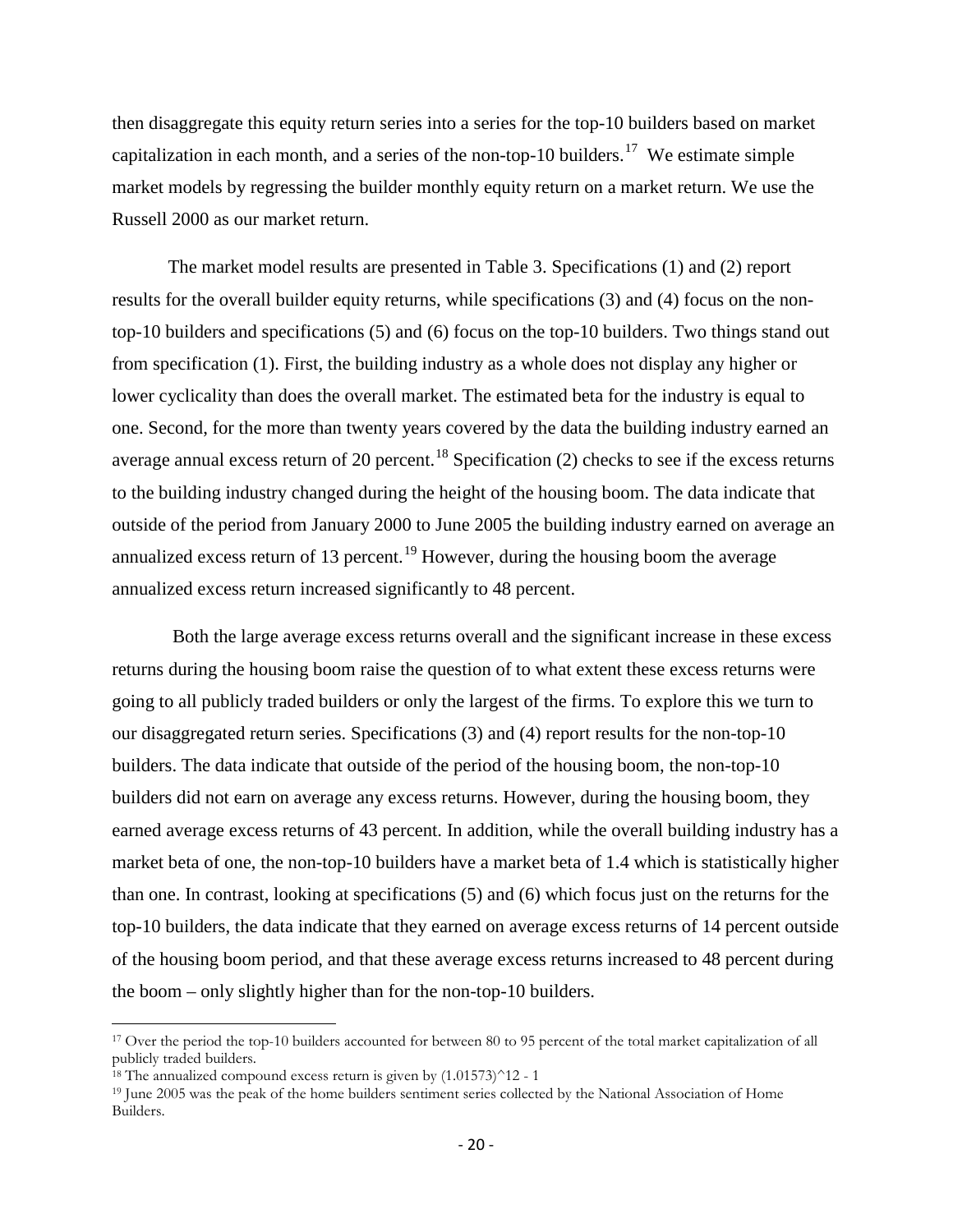then disaggregate this equity return series into a series for the top-10 builders based on market capitalization in each month, and a series of the non-top-10 builders.[17] We estimate simple market models by regressing the builder monthly equity return on a market return. We use the Russell 2000 as our market return.

The market model results are presented in Table 3. Specifications (1) and (2) report results for the overall builder equity returns, while specifications (3) and (4) focus on the non-top-10 builders and specifications (5) and (6) focus on the top-10 builders. Two things stand out from specification (1). First, the building industry as a whole does not display any higher or lower cyclicality than does the overall market. The estimated beta for the industry is equal to one. Second, for the more than twenty years covered by the data the building industry earned an average annual excess return of 20 percent.[18] Specification (2) checks to see if the excess returns to the building industry changed during the height of the housing boom. The data indicate that outside of the period from January 2000 to June 2005 the building industry earned on average an annualized excess return of 13 percent.[19] However, during the housing boom the average annualized excess return increased significantly to 48 percent.

Both the large average excess returns overall and the significant increase in these excess returns during the housing boom raise the question of to what extent these excess returns were going to all publicly traded builders or only the largest of the firms. To explore this we turn to our disaggregated return series. Specifications (3) and (4) report results for the non-top-10 builders. The data indicate that outside of the period of the housing boom, the non-top-10 builders did not earn on average any excess returns. However, during the housing boom, they earned average excess returns of 43 percent. In addition, while the overall building industry has a market beta of one, the non-top-10 builders have a market beta of 1.4 which is statistically higher than one. In contrast, looking at specifications (5) and (6) which focus just on the returns for the top-10 builders, the data indicate that they earned on average excess returns of 14 percent outside of the housing boom period, and that these average excess returns increased to 48 percent during the boom – only slightly higher than for the non-top-10 builders.

[17] Over the period the top-10 builders accounted for between 80 to 95 percent of the total market capitalization of all publicly traded builders.

[18] The annualized compound excess return is given by $(1.01573)^{12} - 1$

[19] June 2005 was the peak of the home builders sentiment series collected by the National Association of Home Builders.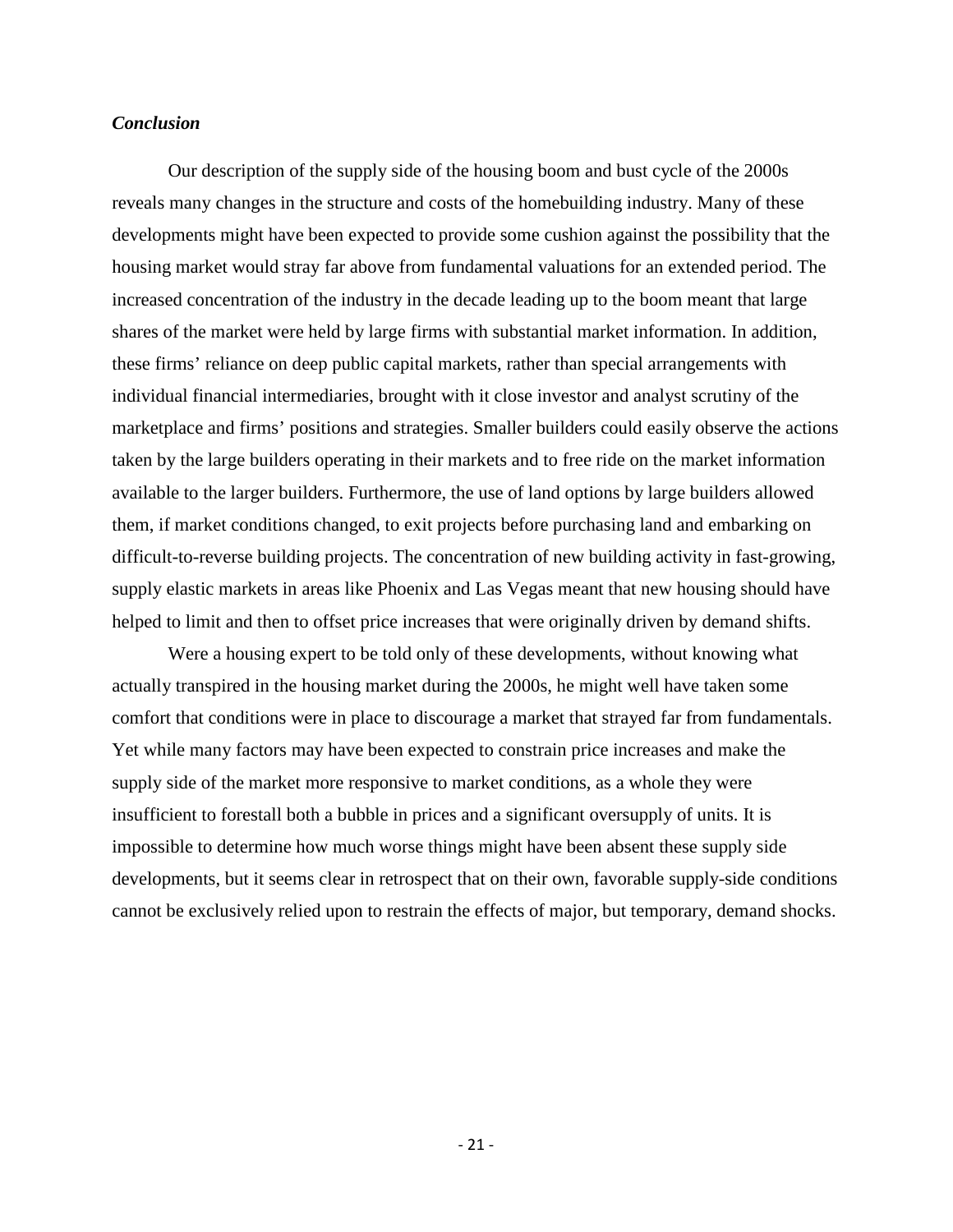*Conclusion*

Our description of the supply side of the housing boom and bust cycle of the 2000s reveals many changes in the structure and costs of the homebuilding industry. Many of these developments might have been expected to provide some cushion against the possibility that the housing market would stray far above from fundamental valuations for an extended period. The increased concentration of the industry in the decade leading up to the boom meant that large shares of the market were held by large firms with substantial market information. In addition, these firms' reliance on deep public capital markets, rather than special arrangements with individual financial intermediaries, brought with it close investor and analyst scrutiny of the marketplace and firms' positions and strategies. Smaller builders could easily observe the actions taken by the large builders operating in their markets and to free ride on the market information available to the larger builders. Furthermore, the use of land options by large builders allowed them, if market conditions changed, to exit projects before purchasing land and embarking on difficult-to-reverse building projects. The concentration of new building activity in fast-growing, supply elastic markets in areas like Phoenix and Las Vegas meant that new housing should have helped to limit and then to offset price increases that were originally driven by demand shifts.

Were a housing expert to be told only of these developments, without knowing what actually transpired in the housing market during the 2000s, he might well have taken some comfort that conditions were in place to discourage a market that strayed far from fundamentals. Yet while many factors may have been expected to constrain price increases and make the supply side of the market more responsive to market conditions, as a whole they were insufficient to forestall both a bubble in prices and a significant oversupply of units. It is impossible to determine how much worse things might have been absent these supply side developments, but it seems clear in retrospect that on their own, favorable supply-side conditions cannot be exclusively relied upon to restrain the effects of major, but temporary, demand shocks.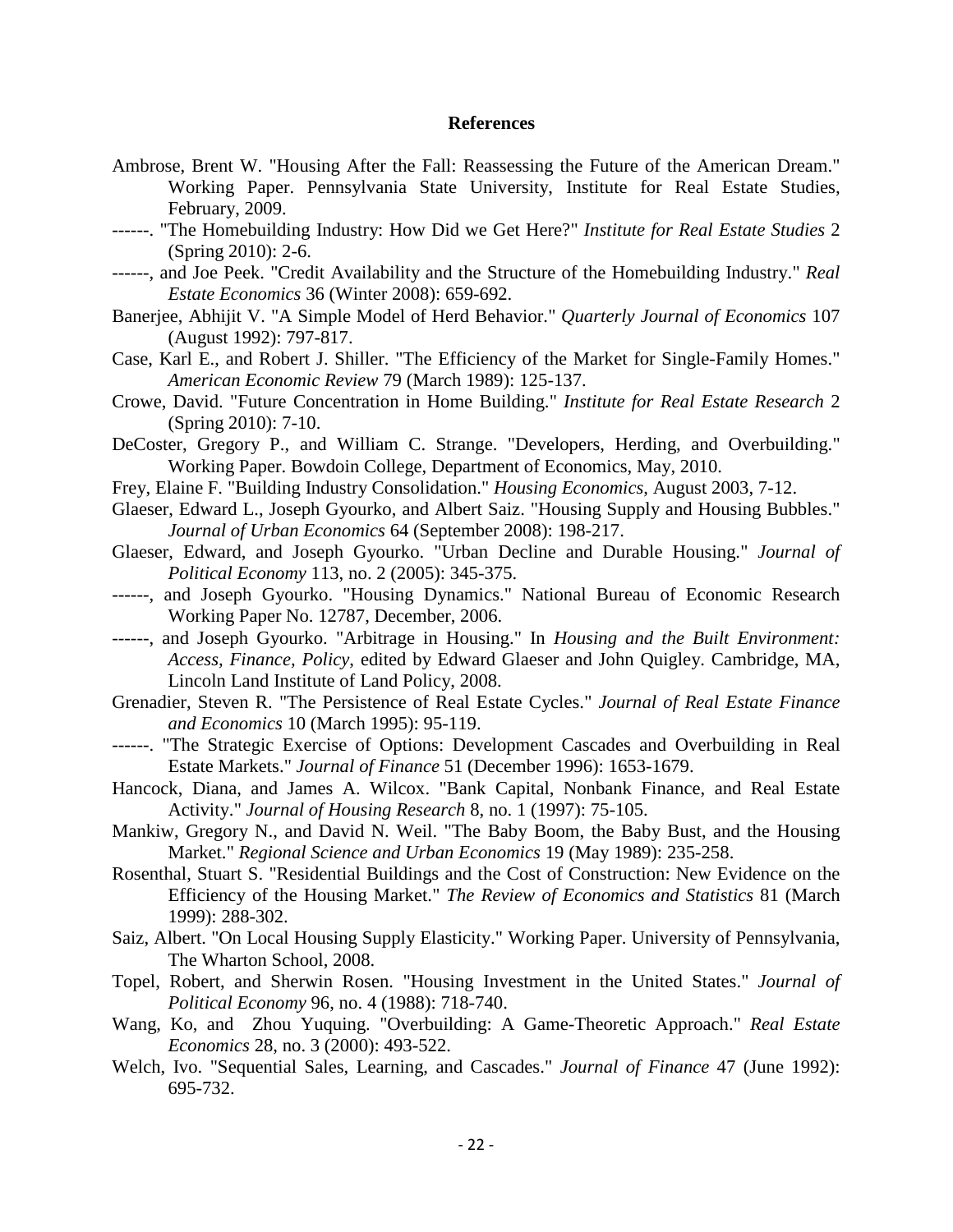## References

Ambrose, Brent W. "Housing After the Fall: Reassessing the Future of the American Dream." Working Paper. Pennsylvania State University, Institute for Real Estate Studies, February, 2009.

------. "The Homebuilding Industry: How Did we Get Here?" *Institute for Real Estate Studies* 2 (Spring 2010): 2-6.

------, and Joe Peek. "Credit Availability and the Structure of the Homebuilding Industry." *Real Estate Economics* 36 (Winter 2008): 659-692.

Banerjee, Abhijit V. "A Simple Model of Herd Behavior." *Quarterly Journal of Economics* 107 (August 1992): 797-817.

Case, Karl E., and Robert J. Shiller. "The Efficiency of the Market for Single-Family Homes." *American Economic Review* 79 (March 1989): 125-137.

Crowe, David. "Future Concentration in Home Building." *Institute for Real Estate Research* 2 (Spring 2010): 7-10.

DeCoster, Gregory P., and William C. Strange. "Developers, Herding, and Overbuilding." Working Paper. Bowdoin College, Department of Economics, May, 2010.

Frey, Elaine F. "Building Industry Consolidation." *Housing Economics*, August 2003, 7-12.

Glaeser, Edward L., Joseph Gyourko, and Albert Saiz. "Housing Supply and Housing Bubbles." *Journal of Urban Economics* 64 (September 2008): 198-217.

Glaeser, Edward, and Joseph Gyourko. "Urban Decline and Durable Housing." *Journal of Political Economy* 113, no. 2 (2005): 345-375.

------, and Joseph Gyourko. "Housing Dynamics." National Bureau of Economic Research Working Paper No. 12787, December, 2006.

------, and Joseph Gyourko. "Arbitrage in Housing." In *Housing and the Built Environment: Access, Finance, Policy*, edited by Edward Glaeser and John Quigley. Cambridge, MA, Lincoln Land Institute of Land Policy, 2008.

Grenadier, Steven R. "The Persistence of Real Estate Cycles." *Journal of Real Estate Finance and Economics* 10 (March 1995): 95-119.

------. "The Strategic Exercise of Options: Development Cascades and Overbuilding in Real Estate Markets." *Journal of Finance* 51 (December 1996): 1653-1679.

Hancock, Diana, and James A. Wilcox. "Bank Capital, Nonbank Finance, and Real Estate Activity." *Journal of Housing Research* 8, no. 1 (1997): 75-105.

Mankiw, Gregory N., and David N. Weil. "The Baby Boom, the Baby Bust, and the Housing Market." *Regional Science and Urban Economics* 19 (May 1989): 235-258.

Rosenthal, Stuart S. "Residential Buildings and the Cost of Construction: New Evidence on the Efficiency of the Housing Market." *The Review of Economics and Statistics* 81 (March 1999): 288-302.

Saiz, Albert. "On Local Housing Supply Elasticity." Working Paper. University of Pennsylvania, The Wharton School, 2008.

Topel, Robert, and Sherwin Rosen. "Housing Investment in the United States." *Journal of Political Economy* 96, no. 4 (1988): 718-740.

Wang, Ko, and Zhou Yuquing. "Overbuilding: A Game-Theoretic Approach." *Real Estate Economics* 28, no. 3 (2000): 493-522.

Welch, Ivo. "Sequential Sales, Learning, and Cascades." *Journal of Finance* 47 (June 1992): 695-732.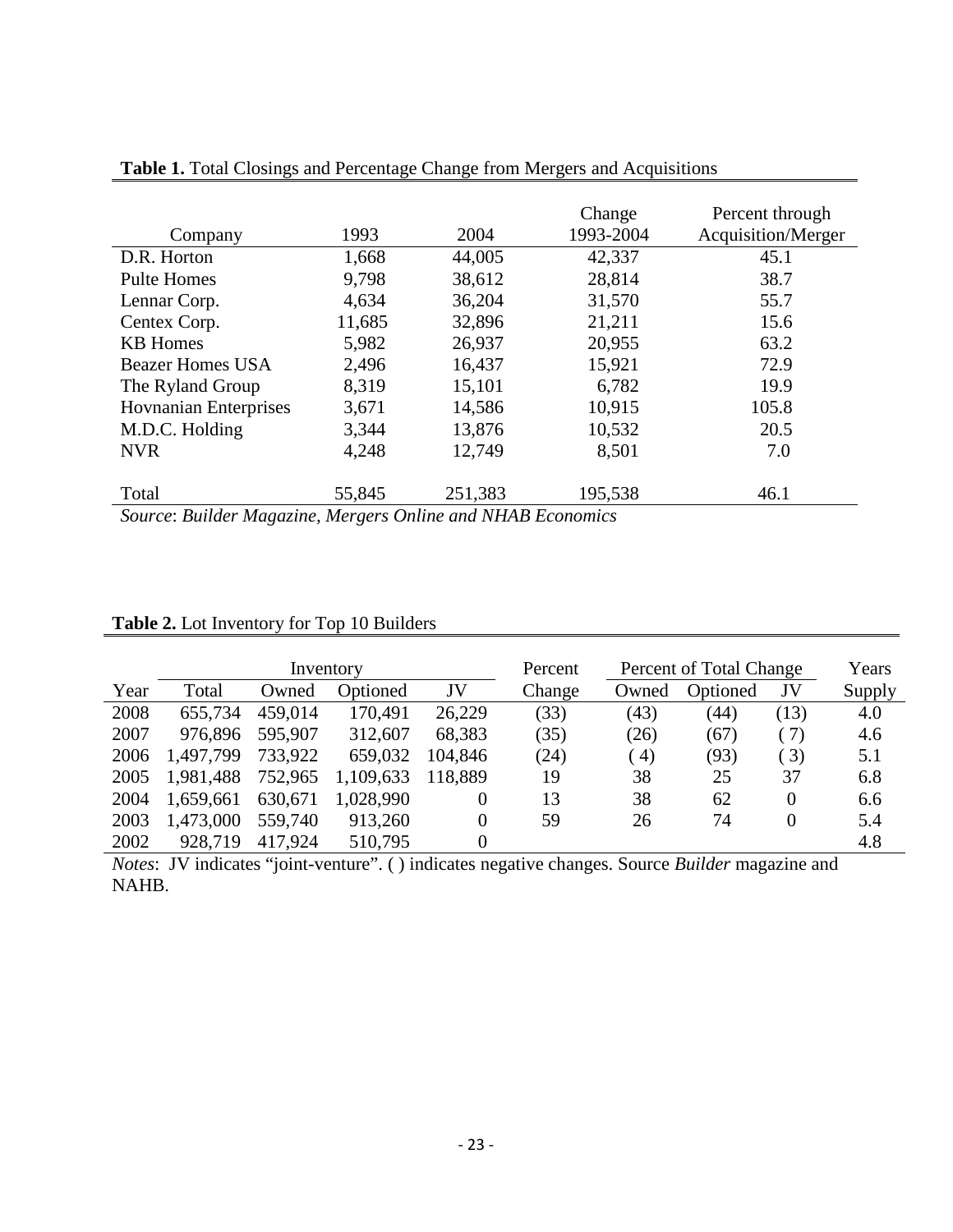**Table 1.** Total Closings and Percentage Change from Mergers and Acquisitions

| Company | 1993 | 2004 | Change 1993-2004 | Percent through Acquisition/Merger |
|---|---|---|---|---|
| D.R. Horton | 1,668 | 44,005 | 42,337 | 45.1 |
| Pulte Homes | 9,798 | 38,612 | 28,814 | 38.7 |
| Lennar Corp. | 4,634 | 36,204 | 31,570 | 55.7 |
| Centex Corp. | 11,685 | 32,896 | 21,211 | 15.6 |
| KB Homes | 5,982 | 26,937 | 20,955 | 63.2 |
| Beazer Homes USA | 2,496 | 16,437 | 15,921 | 72.9 |
| The Ryland Group | 8,319 | 15,101 | 6,782 | 19.9 |
| Hovnanian Enterprises | 3,671 | 14,586 | 10,915 | 105.8 |
| M.D.C. Holding | 3,344 | 13,876 | 10,532 | 20.5 |
| NVR | 4,248 | 12,749 | 8,501 | 7.0 |
| Total | 55,845 | 251,383 | 195,538 | 46.1 |

*Source*: *Builder Magazine, Mergers Online and NHAB Economics*

**Table 2.** Lot Inventory for Top 10 Builders

| | Inventory | | | | Percent | Percent of Total Change | | | Years |
|---|---|---|---|---|---|---|---|---|---|
| Year | Total | Owned | Optioned | JV | Change | Owned | Optioned | JV | Supply |
| 2008 | 655,734 | 459,014 | 170,491 | 26,229 | (33) | (43) | (44) | (13) | 4.0 |
| 2007 | 976,896 | 595,907 | 312,607 | 68,383 | (35) | (26) | (67) | ( 7) | 4.6 |
| 2006 | 1,497,799 | 733,922 | 659,032 | 104,846 | (24) | ( 4) | (93) | ( 3) | 5.1 |
| 2005 | 1,981,488 | 752,965 | 1,109,633 | 118,889 | 19 | 38 | 25 | 37 | 6.8 |
| 2004 | 1,659,661 | 630,671 | 1,028,990 | 0 | 13 | 38 | 62 | 0 | 6.6 |
| 2003 | 1,473,000 | 559,740 | 913,260 | 0 | 59 | 26 | 74 | 0 | 5.4 |
| 2002 | 928,719 | 417,924 | 510,795 | 0 | | | | | 4.8 |

*Notes*: JV indicates "joint-venture". ( ) indicates negative changes. Source *Builder* magazine and NAHB.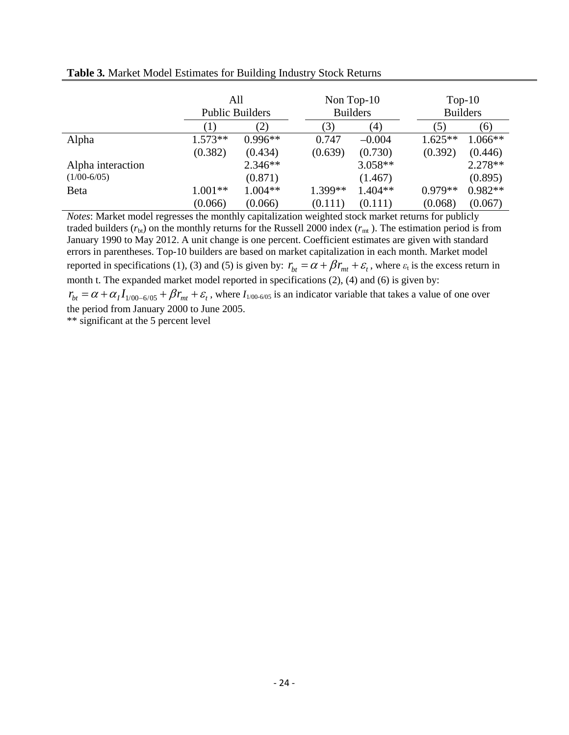**Table 3.** Market Model Estimates for Building Industry Stock Returns

| | All Public Builders | | Non Top-10 Builders | | Top-10 Builders | |
|---|---|---|---|---|---|---|
| | (1) | (2) | (3) | (4) | (5) | (6) |
| Alpha | 1.573** | 0.996** | 0.747 | –0.004 | 1.625** | 1.066** |
| | (0.382) | (0.434) | (0.639) | (0.730) | (0.392) | (0.446) |
| Alpha interaction (1/00-6/05) | | 2.346** | | 3.058** | | 2.278** |
| | | (0.871) | | (1.467) | | (0.895) |
| Beta | 1.001** | 1.004** | 1.399** | 1.404** | 0.979** | 0.982** |
| | (0.066) | (0.066) | (0.111) | (0.111) | (0.068) | (0.067) |

*Notes*: Market model regresses the monthly capitalization weighted stock market returns for publicly traded builders ($r_{bt}$) on the monthly returns for the Russell 2000 index ($r_{mt}$ ). The estimation period is from January 1990 to May 2012. A unit change is one percent. Coefficient estimates are given with standard errors in parentheses. Top-10 builders are based on market capitalization in each month. Market model reported in specifications (1), (3) and (5) is given by: $r_{bt} = \alpha + \beta r_{mt} + \varepsilon_t$, where $\varepsilon_t$ is the excess return in month t. The expanded market model reported in specifications (2), (4) and (6) is given by: $r_{bt} = \alpha + \alpha_I I_{1/00-6/05} + \beta r_{mt} + \varepsilon_t$, where $I_{1/00-6/05}$ is an indicator variable that takes a value of one over the period from January 2000 to June 2005.

** significant at the 5 percent level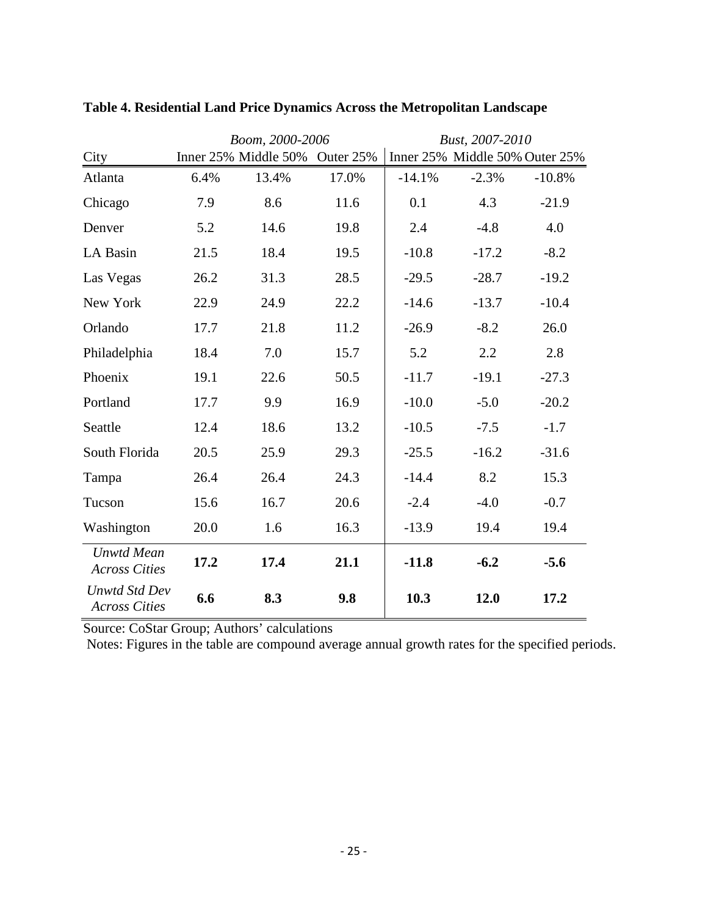**Table 4. Residential Land Price Dynamics Across the Metropolitan Landscape**

| | *Boom, 2000-2006* | | | *Bust, 2007-2010* | | |
|---|---|---|---|---|---|---|
| City | Inner 25% | Middle 50% | Outer 25% | Inner 25% | Middle 50% | Outer 25% |
| Atlanta | 6.4% | 13.4% | 17.0% | -14.1% | -2.3% | -10.8% |
| Chicago | 7.9 | 8.6 | 11.6 | 0.1 | 4.3 | -21.9 |
| Denver | 5.2 | 14.6 | 19.8 | 2.4 | -4.8 | 4.0 |
| LA Basin | 21.5 | 18.4 | 19.5 | -10.8 | -17.2 | -8.2 |
| Las Vegas | 26.2 | 31.3 | 28.5 | -29.5 | -28.7 | -19.2 |
| New York | 22.9 | 24.9 | 22.2 | -14.6 | -13.7 | -10.4 |
| Orlando | 17.7 | 21.8 | 11.2 | -26.9 | -8.2 | 26.0 |
| Philadelphia | 18.4 | 7.0 | 15.7 | 5.2 | 2.2 | 2.8 |
| Phoenix | 19.1 | 22.6 | 50.5 | -11.7 | -19.1 | -27.3 |
| Portland | 17.7 | 9.9 | 16.9 | -10.0 | -5.0 | -20.2 |
| Seattle | 12.4 | 18.6 | 13.2 | -10.5 | -7.5 | -1.7 |
| South Florida | 20.5 | 25.9 | 29.3 | -25.5 | -16.2 | -31.6 |
| Tampa | 26.4 | 26.4 | 24.3 | -14.4 | 8.2 | 15.3 |
| Tucson | 15.6 | 16.7 | 20.6 | -2.4 | -4.0 | -0.7 |
| Washington | 20.0 | 1.6 | 16.3 | -13.9 | 19.4 | 19.4 |
| *Unwtd Mean Across Cities* | **17.2** | **17.4** | **21.1** | **-11.8** | **-6.2** | **-5.6** |
| *Unwtd Std Dev Across Cities* | **6.6** | **8.3** | **9.8** | **10.3** | **12.0** | **17.2** |

Source: CoStar Group; Authors' calculations

Notes: Figures in the table are compound average annual growth rates for the specified periods.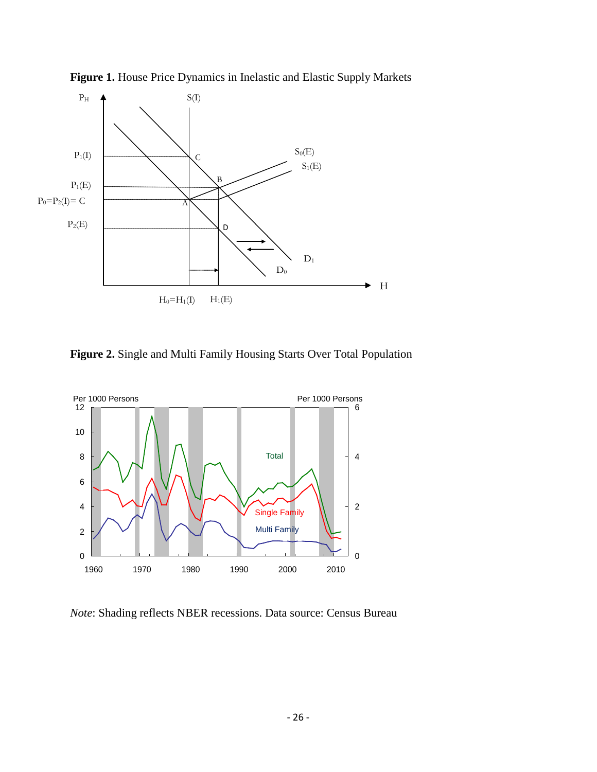**Figure 1.** House Price Dynamics in Inelastic and Elastic Supply Markets

**Figure 2.** Single and Multi Family Housing Starts Over Total Population

*Note*: Shading reflects NBER recessions. Data source: Census Bureau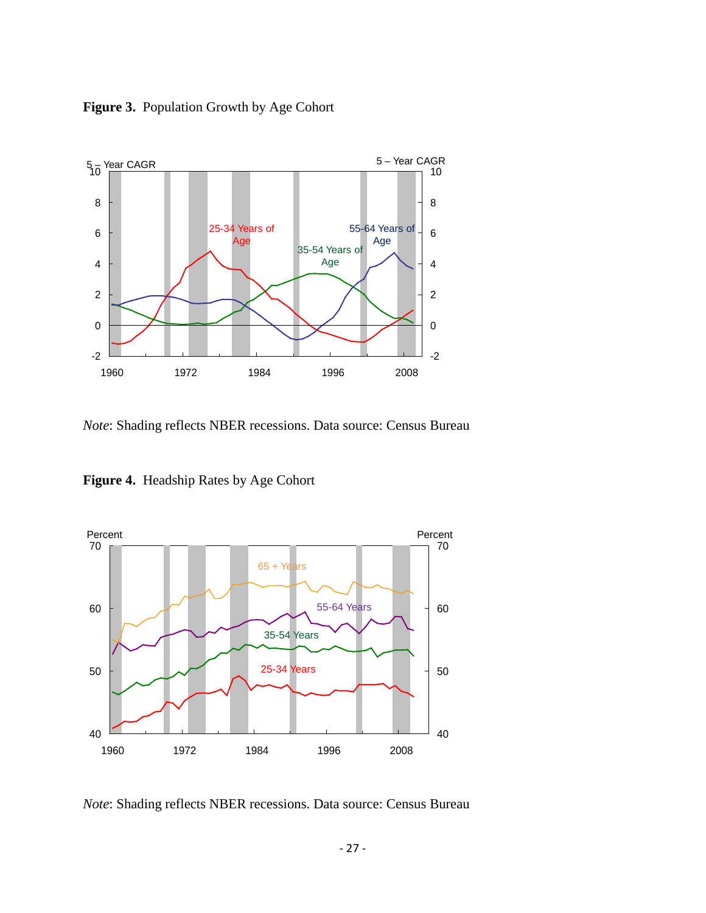**Figure 3.** Population Growth by Age Cohort

*Note*: Shading reflects NBER recessions. Data source: Census Bureau

**Figure 4.** Headship Rates by Age Cohort

*Note*: Shading reflects NBER recessions. Data source: Census Bureau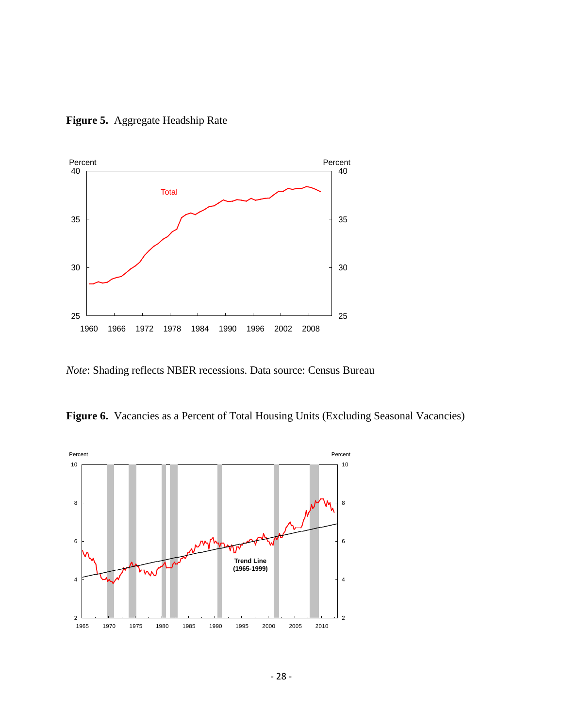**Figure 5.** Aggregate Headship Rate

*Note*: Shading reflects NBER recessions. Data source: Census Bureau

**Figure 6.** Vacancies as a Percent of Total Housing Units (Excluding Seasonal Vacancies)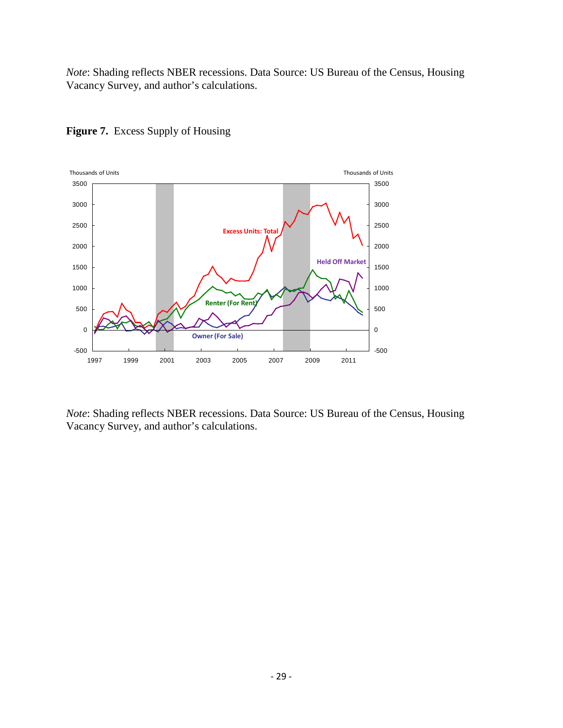*Note*: Shading reflects NBER recessions. Data Source: US Bureau of the Census, Housing Vacancy Survey, and author's calculations.

**Figure 7.** Excess Supply of Housing

*Note*: Shading reflects NBER recessions. Data Source: US Bureau of the Census, Housing Vacancy Survey, and author's calculations.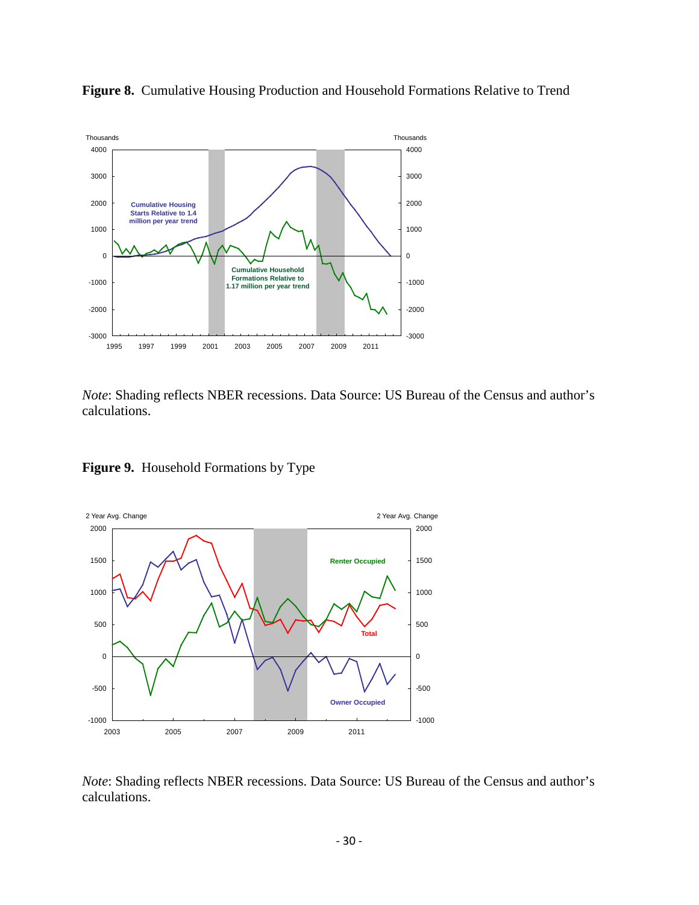**Figure 8.** Cumulative Housing Production and Household Formations Relative to Trend

*Note*: Shading reflects NBER recessions. Data Source: US Bureau of the Census and author's calculations.

**Figure 9.** Household Formations by Type

*Note*: Shading reflects NBER recessions. Data Source: US Bureau of the Census and author's calculations.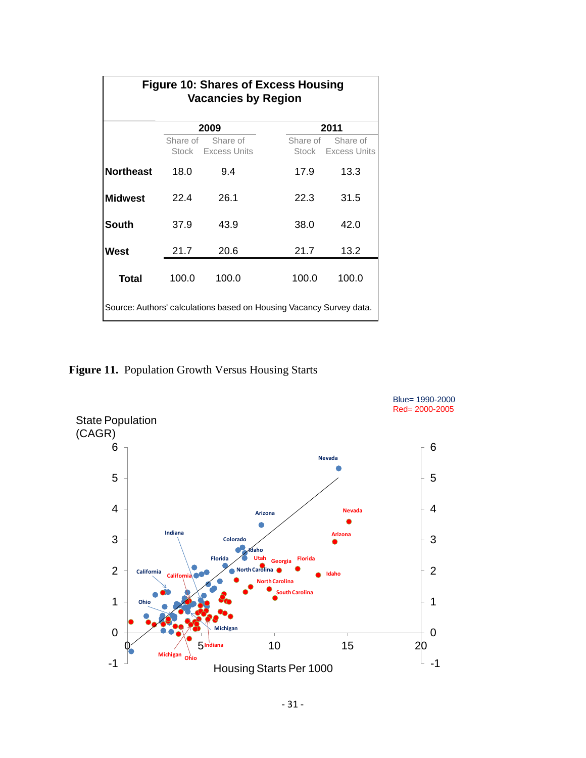**Figure 10: Shares of Excess Housing Vacancies by Region**

| | 2009 | | 2011 | |
|---|---|---|---|---|
| | Share of Stock | Share of Excess Units | Share of Stock | Share of Excess Units |
| **Northeast** | 18.0 | 9.4 | 17.9 | 13.3 |
| **Midwest** | 22.4 | 26.1 | 22.3 | 31.5 |
| **South** | 37.9 | 43.9 | 38.0 | 42.0 |
| **West** | 21.7 | 20.6 | 21.7 | 13.2 |
| **Total** | 100.0 | 100.0 | 100.0 | 100.0 |

Source: Authors' calculations based on Housing Vacancy Survey data.

**Figure 11.** Population Growth Versus Housing Starts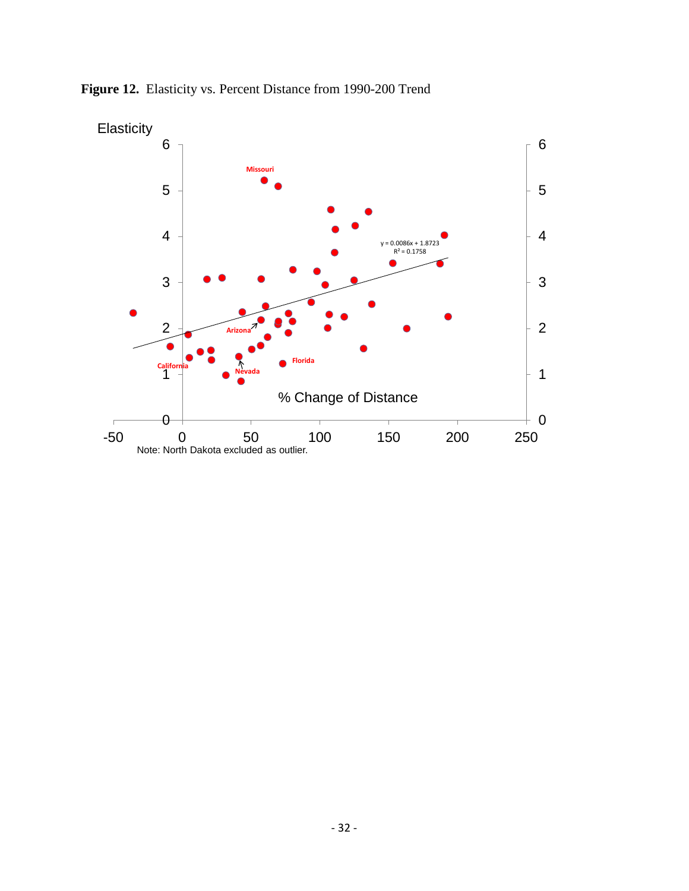**Figure 12.** Elasticity vs. Percent Distance from 1990-200 Trend

Note: North Dakota excluded as outlier.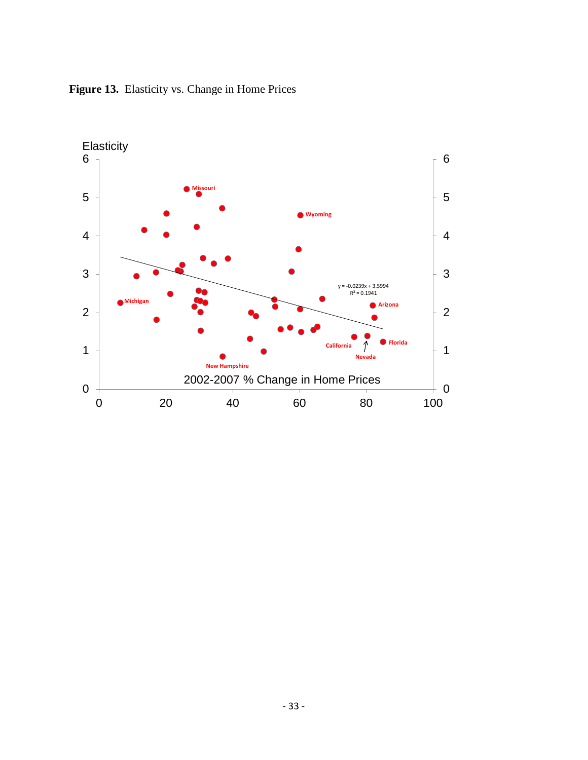**Figure 13.** Elasticity vs. Change in Home Prices

Elasticity

$y = -0.0239x + 3.5994$
$R^2 = 0.1941$

2002-2007 % Change in Home Prices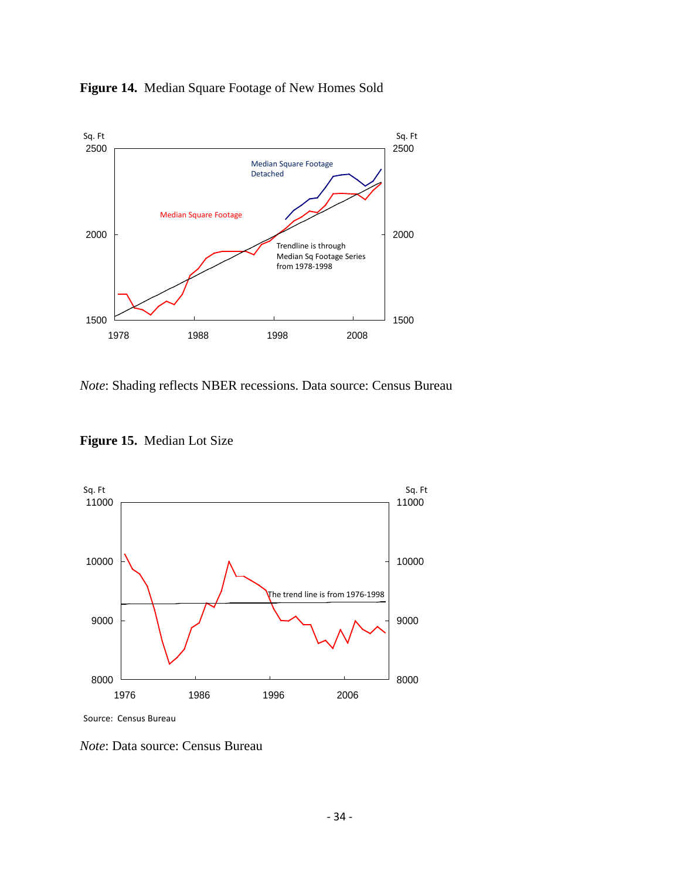**Figure 14.** Median Square Footage of New Homes Sold

*Note*: Shading reflects NBER recessions. Data source: Census Bureau

**Figure 15.** Median Lot Size

*Note*: Data source: Census Bureau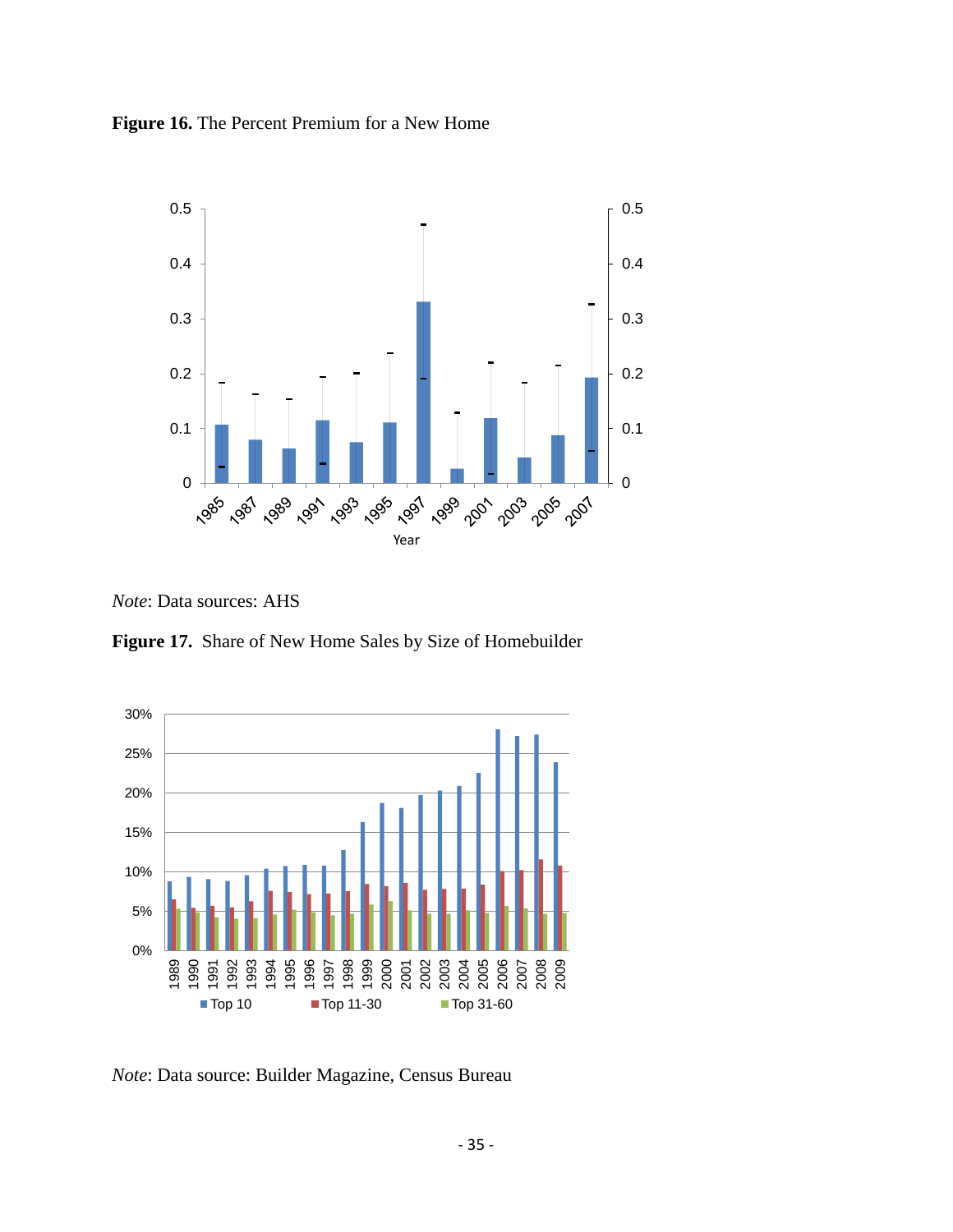**Figure 16.** The Percent Premium for a New Home

*Note*: Data sources: AHS

**Figure 17.** Share of New Home Sales by Size of Homebuilder

*Note*: Data source: Builder Magazine, Census Bureau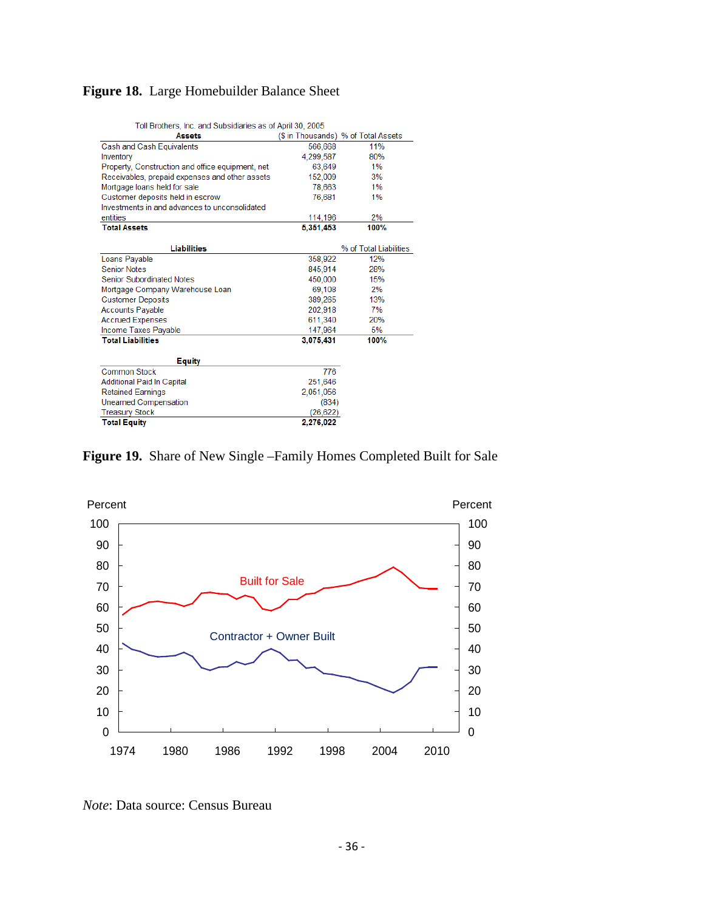**Figure 18.** Large Homebuilder Balance Sheet

Toll Brothers, Inc. and Subsidiaries as of April 30, 2005

| Assets | ($ in Thousands) | % of Total Assets |
|---|---|---|
| Cash and Cash Equivalents | 566,668 | 11% |
| Inventory | 4,299,587 | 80% |
| Property, Construction and office equipment, net | 63,649 | 1% |
| Receivables, prepaid expenses and other assets | 152,009 | 3% |
| Mortgage loans held for sale | 78,663 | 1% |
| Customer deposits held in escrow | 76,681 | 1% |
| Investments in and advances to unconsolidated entities | 114,196 | 2% |
| **Total Assets** | **5,351,453** | **100%** |

| Liabilities | | % of Total Liabilities |
|---|---|---|
| Loans Payable | 358,922 | 12% |
| Senior Notes | 845,914 | 28% |
| Senior Subordinated Notes | 450,000 | 15% |
| Mortgage Company Warehouse Loan | 69,108 | 2% |
| Customer Deposits | 389,265 | 13% |
| Accounts Payable | 202,918 | 7% |
| Accrued Expenses | 611,340 | 20% |
| Income Taxes Payable | 147,964 | 5% |
| **Total Liabilities** | **3,075,431** | **100%** |

| Equity | |
|---|---|
| Common Stock | 776 |
| Additional Paid In Capital | 251,646 |
| Retained Earnings | 2,051,056 |
| Unearned Compensation | (834) |
| Treasury Stock | (26,622) |
| **Total Equity** | **2,276,022** |

**Figure 19.** Share of New Single –Family Homes Completed Built for Sale

*Note*: Data source: Census Bureau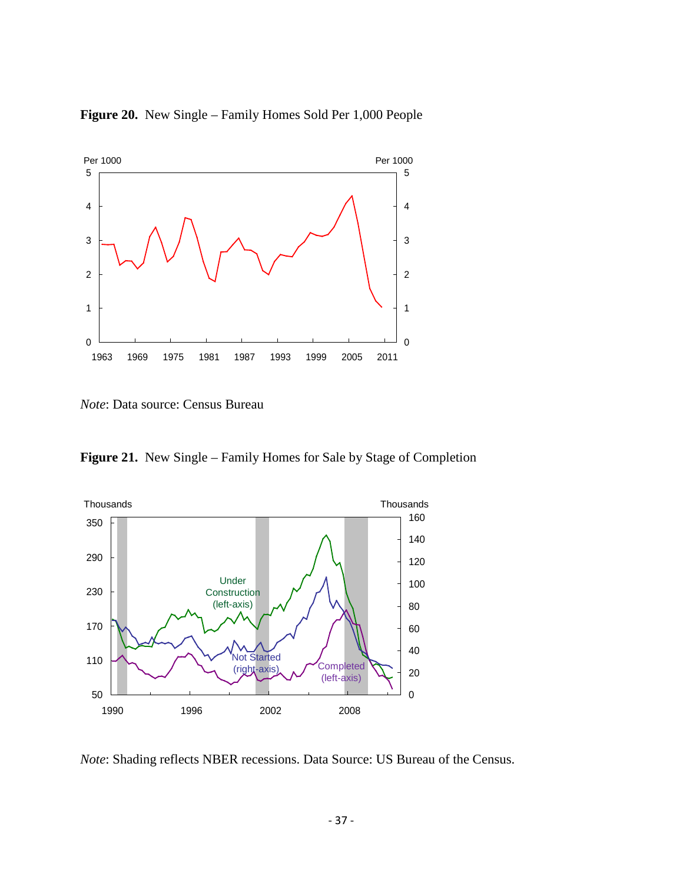**Figure 20.** New Single – Family Homes Sold Per 1,000 People

*Note*: Data source: Census Bureau

**Figure 21.** New Single – Family Homes for Sale by Stage of Completion

*Note*: Shading reflects NBER recessions. Data Source: US Bureau of the Census.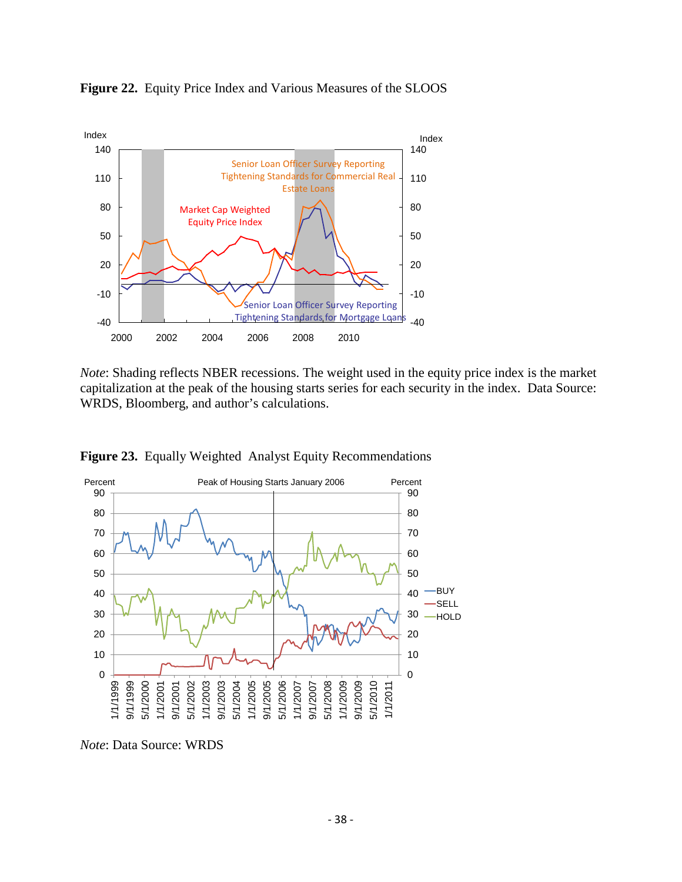**Figure 22.** Equity Price Index and Various Measures of the SLOOS

*Note*: Shading reflects NBER recessions. The weight used in the equity price index is the market capitalization at the peak of the housing starts series for each security in the index. Data Source: WRDS, Bloomberg, and author's calculations.

**Figure 23.** Equally Weighted Analyst Equity Recommendations

*Note*: Data Source: WRDS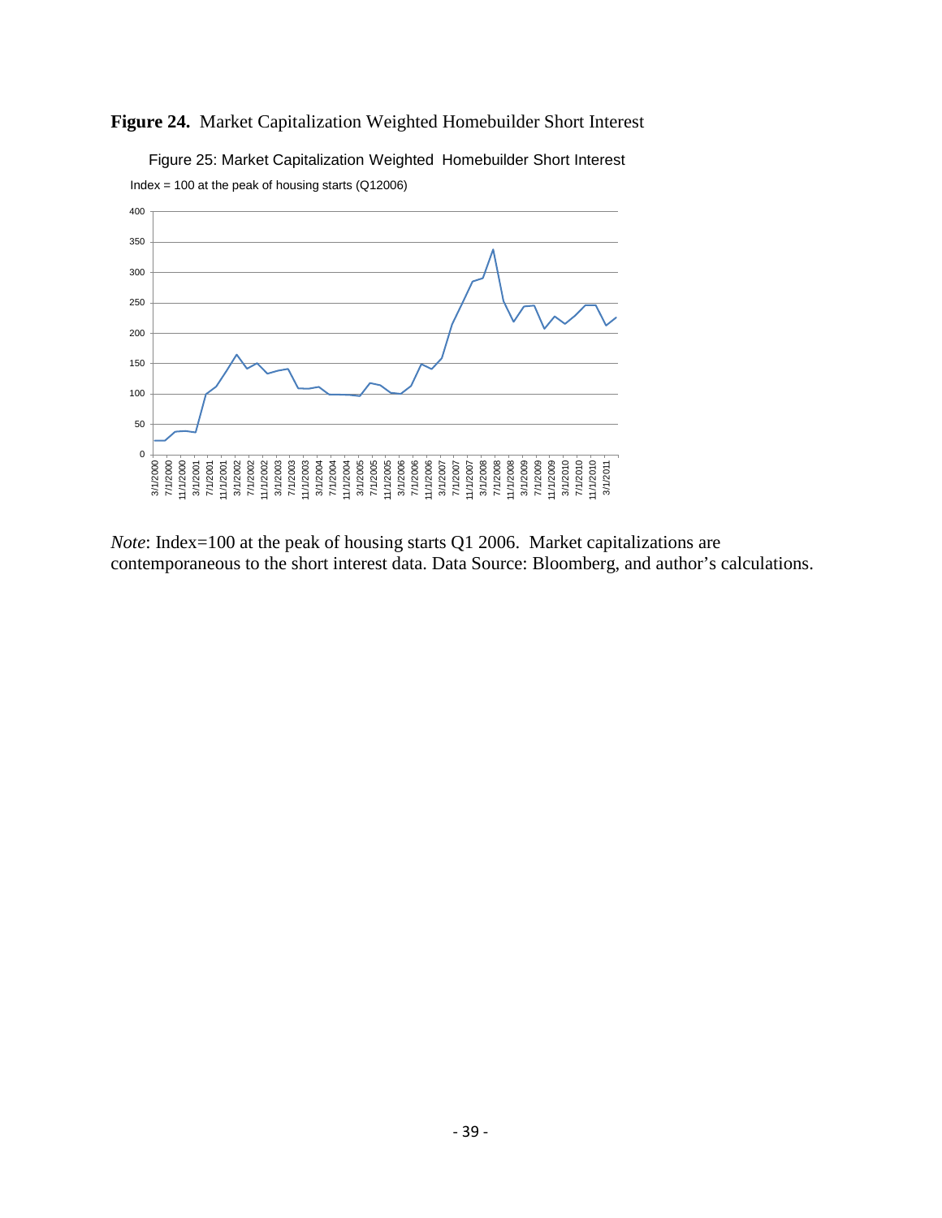**Figure 24.** Market Capitalization Weighted Homebuilder Short Interest

Figure 25: Market Capitalization Weighted Homebuilder Short Interest

Index = 100 at the peak of housing starts (Q12006)

*Note*: Index=100 at the peak of housing starts Q1 2006. Market capitalizations are contemporaneous to the short interest data. Data Source: Bloomberg, and author's calculations.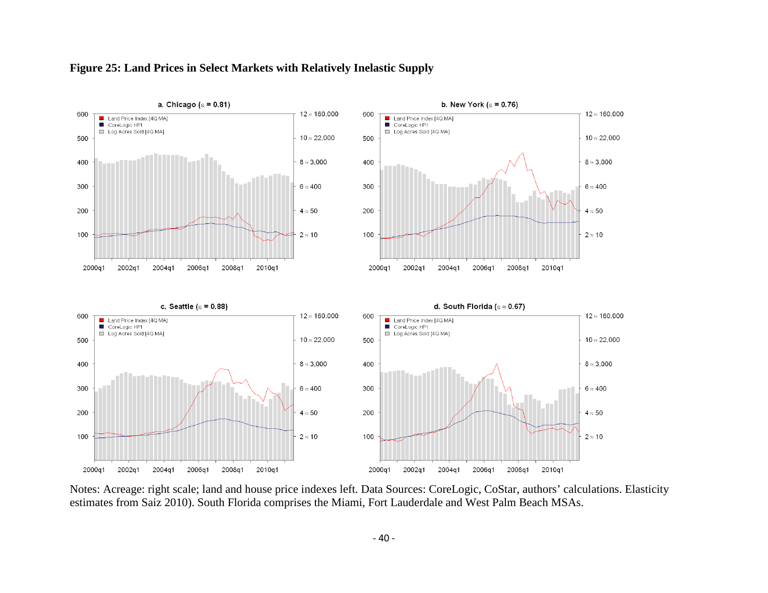**Figure 25: Land Prices in Select Markets with Relatively Inelastic Supply**

a. Chicago (ε = 0.81)

b. New York (ε = 0.76)

c. Seattle (ε = 0.88)

d. South Florida (ε ≈ 0.67)

Notes: Acreage: right scale; land and house price indexes left. Data Sources: CoreLogic, CoStar, authors' calculations. Elasticity estimates from Saiz 2010). South Florida comprises the Miami, Fort Lauderdale and West Palm Beach MSAs.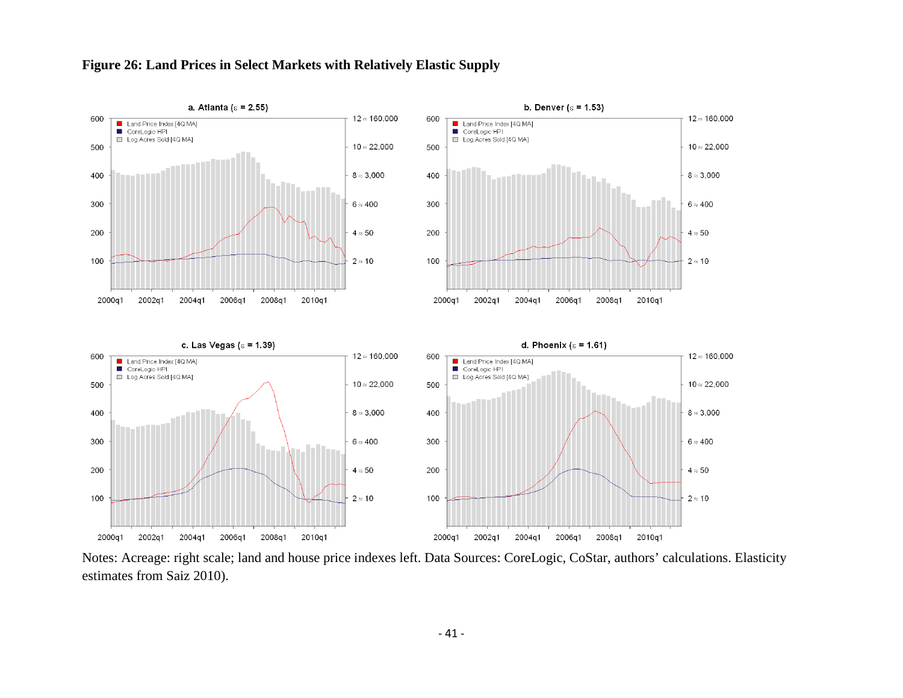**Figure 26: Land Prices in Select Markets with Relatively Elastic Supply**

Notes: Acreage: right scale; land and house price indexes left. Data Sources: CoreLogic, CoStar, authors' calculations. Elasticity estimates from Saiz 2010).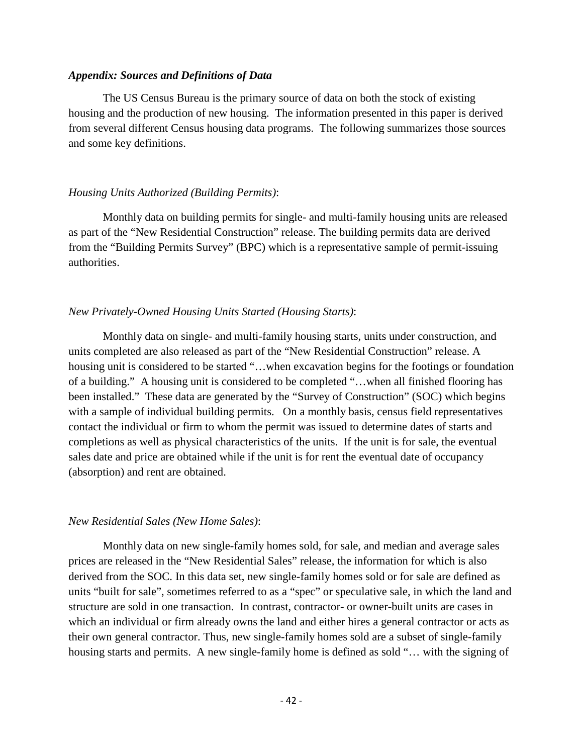### *Appendix: Sources and Definitions of Data*

The US Census Bureau is the primary source of data on both the stock of existing housing and the production of new housing. The information presented in this paper is derived from several different Census housing data programs. The following summarizes those sources and some key definitions.

*Housing Units Authorized (Building Permits)*:

Monthly data on building permits for single- and multi-family housing units are released as part of the "New Residential Construction" release. The building permits data are derived from the "Building Permits Survey" (BPC) which is a representative sample of permit-issuing authorities.

*New Privately-Owned Housing Units Started (Housing Starts)*:

Monthly data on single- and multi-family housing starts, units under construction, and units completed are also released as part of the "New Residential Construction" release. A housing unit is considered to be started "…when excavation begins for the footings or foundation of a building." A housing unit is considered to be completed "…when all finished flooring has been installed." These data are generated by the "Survey of Construction" (SOC) which begins with a sample of individual building permits. On a monthly basis, census field representatives contact the individual or firm to whom the permit was issued to determine dates of starts and completions as well as physical characteristics of the units. If the unit is for sale, the eventual sales date and price are obtained while if the unit is for rent the eventual date of occupancy (absorption) and rent are obtained.

*New Residential Sales (New Home Sales)*:

Monthly data on new single-family homes sold, for sale, and median and average sales prices are released in the "New Residential Sales" release, the information for which is also derived from the SOC. In this data set, new single-family homes sold or for sale are defined as units "built for sale", sometimes referred to as a "spec" or speculative sale, in which the land and structure are sold in one transaction. In contrast, contractor- or owner-built units are cases in which an individual or firm already owns the land and either hires a general contractor or acts as their own general contractor. Thus, new single-family homes sold are a subset of single-family housing starts and permits. A new single-family home is defined as sold "… with the signing of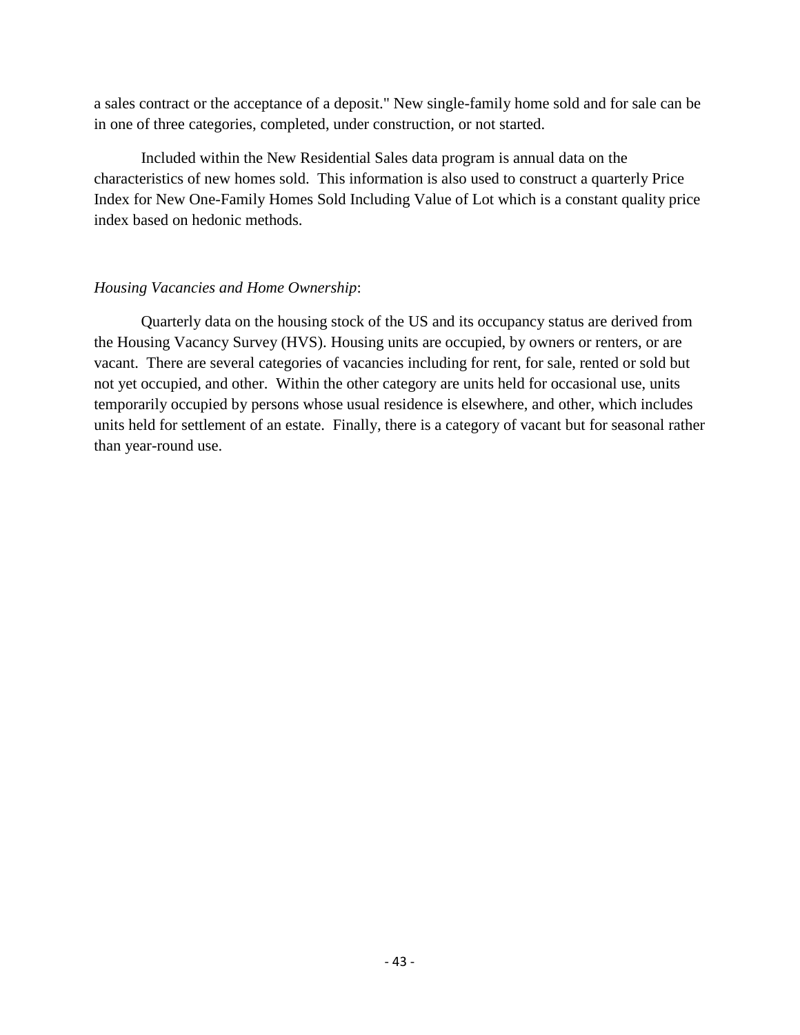a sales contract or the acceptance of a deposit." New single-family home sold and for sale can be in one of three categories, completed, under construction, or not started.

Included within the New Residential Sales data program is annual data on the characteristics of new homes sold. This information is also used to construct a quarterly Price Index for New One-Family Homes Sold Including Value of Lot which is a constant quality price index based on hedonic methods.

*Housing Vacancies and Home Ownership*:

Quarterly data on the housing stock of the US and its occupancy status are derived from the Housing Vacancy Survey (HVS). Housing units are occupied, by owners or renters, or are vacant. There are several categories of vacancies including for rent, for sale, rented or sold but not yet occupied, and other. Within the other category are units held for occasional use, units temporarily occupied by persons whose usual residence is elsewhere, and other, which includes units held for settlement of an estate. Finally, there is a category of vacant but for seasonal rather than year-round use.